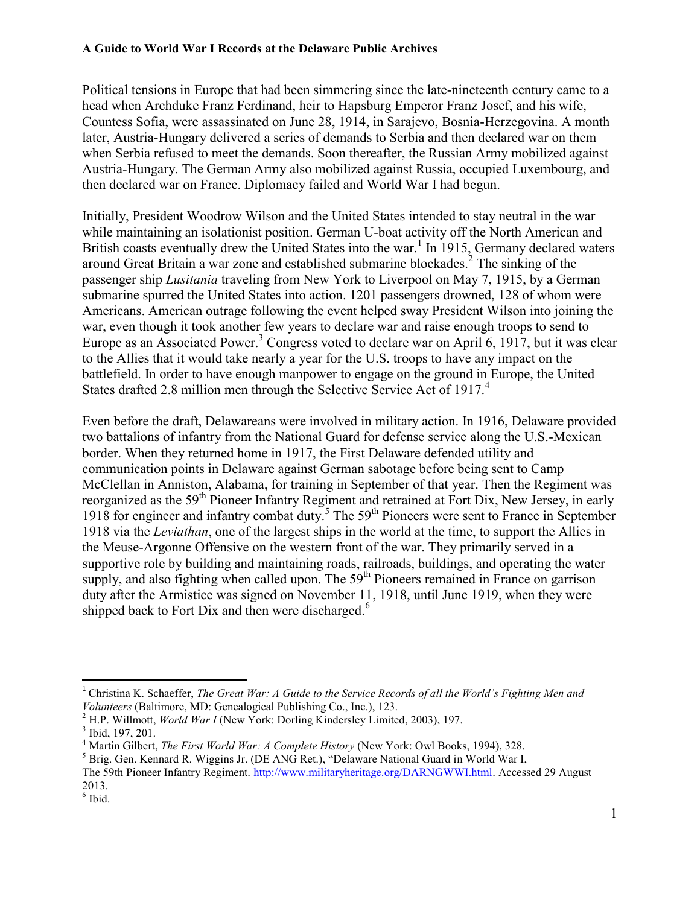Political tensions in Europe that had been simmering since the late-nineteenth century came to a head when Archduke Franz Ferdinand, heir to Hapsburg Emperor Franz Josef, and his wife, Countess Sofia, were assassinated on June 28, 1914, in Sarajevo, Bosnia-Herzegovina. A month later, Austria-Hungary delivered a series of demands to Serbia and then declared war on them when Serbia refused to meet the demands. Soon thereafter, the Russian Army mobilized against Austria-Hungary. The German Army also mobilized against Russia, occupied Luxembourg, and then declared war on France. Diplomacy failed and World War I had begun.

Initially, President Woodrow Wilson and the United States intended to stay neutral in the war while maintaining an isolationist position. German U-boat activity off the North American and British coasts eventually drew the United States into the war.[1] In 1915, Germany declared waters around Great Britain a war zone and established submarine blockades.[2] The sinking of the passenger ship *Lusitania* traveling from New York to Liverpool on May 7, 1915, by a German submarine spurred the United States into action. 1201 passengers drowned, 128 of whom were Americans. American outrage following the event helped sway President Wilson into joining the war, even though it took another few years to declare war and raise enough troops to send to Europe as an Associated Power.[3] Congress voted to declare war on April 6, 1917, but it was clear to the Allies that it would take nearly a year for the U.S. troops to have any impact on the battlefield. In order to have enough manpower to engage on the ground in Europe, the United States drafted 2.8 million men through the Selective Service Act of 1917.[4]

Even before the draft, Delawareans were involved in military action. In 1916, Delaware provided two battalions of infantry from the National Guard for defense service along the U.S.-Mexican border. When they returned home in 1917, the First Delaware defended utility and communication points in Delaware against German sabotage before being sent to Camp McClellan in Anniston, Alabama, for training in September of that year. Then the Regiment was reorganized as the 59th Pioneer Infantry Regiment and retrained at Fort Dix, New Jersey, in early 1918 for engineer and infantry combat duty.[5] The 59th Pioneers were sent to France in September 1918 via the *Leviathan*, one of the largest ships in the world at the time, to support the Allies in the Meuse-Argonne Offensive on the western front of the war. They primarily served in a supportive role by building and maintaining roads, railroads, buildings, and operating the water supply, and also fighting when called upon. The 59th Pioneers remained in France on garrison duty after the Armistice was signed on November 11, 1918, until June 1919, when they were shipped back to Fort Dix and then were discharged.[6]

---

[1] Christina K. Schaeffer, *The Great War: A Guide to the Service Records of all the World's Fighting Men and Volunteers* (Baltimore, MD: Genealogical Publishing Co., Inc.), 123.

[2] H.P. Willmott, *World War I* (New York: Dorling Kindersley Limited, 2003), 197.

[3] Ibid, 197, 201.

[4] Martin Gilbert, *The First World War: A Complete History* (New York: Owl Books, 1994), 328.

[5] Brig. Gen. Kennard R. Wiggins Jr. (DE ANG Ret.), "Delaware National Guard in World War I, The 59th Pioneer Infantry Regiment. http://www.militaryheritage.org/DARNGWWI.html. Accessed 29 August 2013.

[6] Ibid.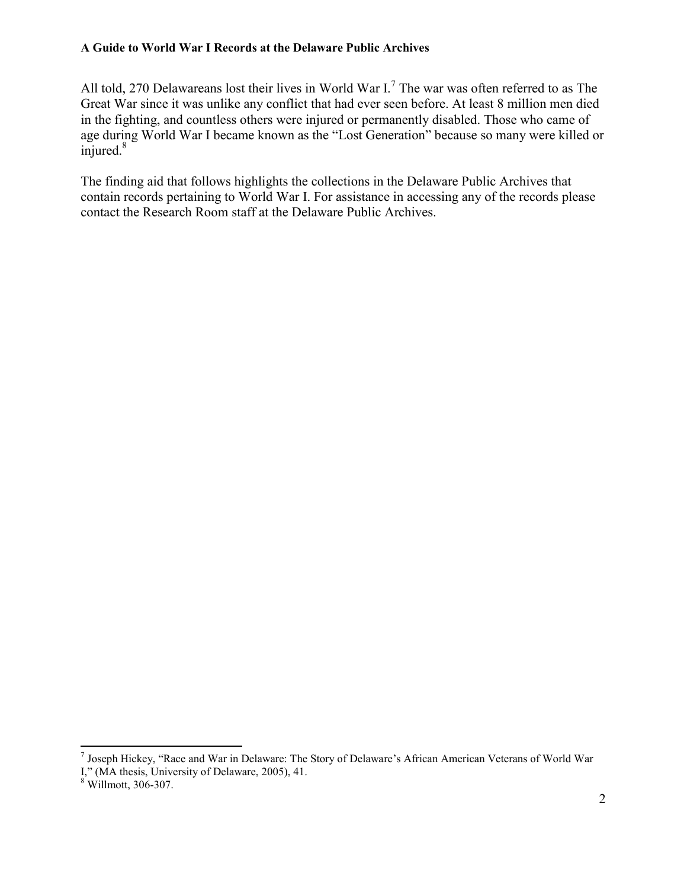All told, 270 Delawareans lost their lives in World War I.[7] The war was often referred to as The Great War since it was unlike any conflict that had ever seen before. At least 8 million men died in the fighting, and countless others were injured or permanently disabled. Those who came of age during World War I became known as the "Lost Generation" because so many were killed or injured.[8]

The finding aid that follows highlights the collections in the Delaware Public Archives that contain records pertaining to World War I. For assistance in accessing any of the records please contact the Research Room staff at the Delaware Public Archives.

---

[7] Joseph Hickey, "Race and War in Delaware: The Story of Delaware's African American Veterans of World War I," (MA thesis, University of Delaware, 2005), 41.

[8] Willmott, 306-307.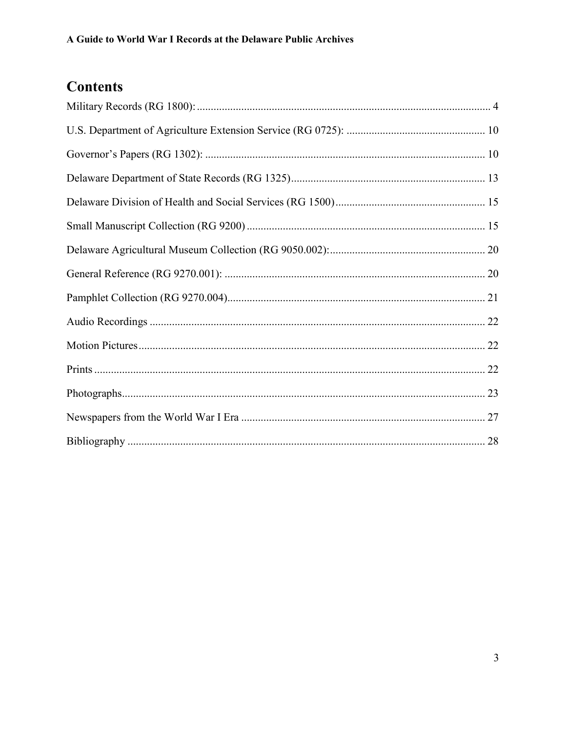## Contents

Military Records (RG 1800): ........ 4

U.S. Department of Agriculture Extension Service (RG 0725): ........ 10

Governor's Papers (RG 1302): ........ 10

Delaware Department of State Records (RG 1325) ........ 13

Delaware Division of Health and Social Services (RG 1500) ........ 15

Small Manuscript Collection (RG 9200) ........ 15

Delaware Agricultural Museum Collection (RG 9050.002): ........ 20

General Reference (RG 9270.001): ........ 20

Pamphlet Collection (RG 9270.004) ........ 21

Audio Recordings ........ 22

Motion Pictures ........ 22

Prints ........ 22

Photographs ........ 23

Newspapers from the World War I Era ........ 27

Bibliography ........ 28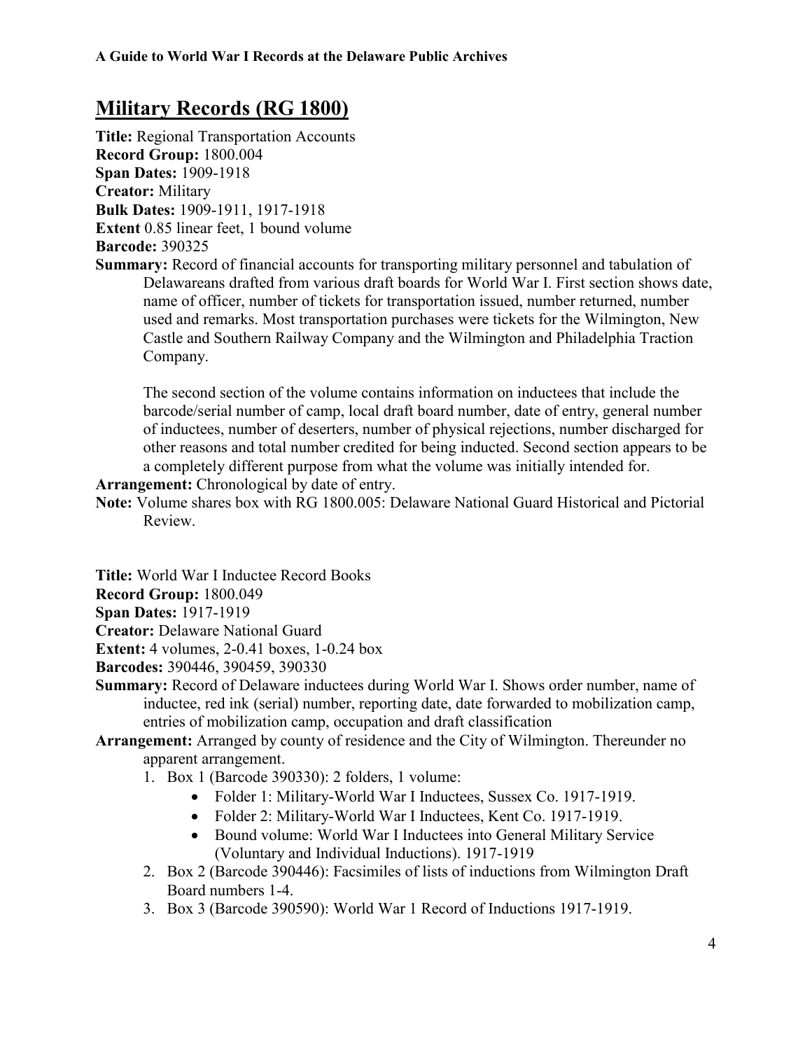## Military Records (RG 1800)

**Title:** Regional Transportation Accounts
**Record Group:** 1800.004
**Span Dates:** 1909-1918
**Creator:** Military
**Bulk Dates:** 1909-1911, 1917-1918
**Extent** 0.85 linear feet, 1 bound volume
**Barcode:** 390325
**Summary:** Record of financial accounts for transporting military personnel and tabulation of Delawareans drafted from various draft boards for World War I. First section shows date, name of officer, number of tickets for transportation issued, number returned, number used and remarks. Most transportation purchases were tickets for the Wilmington, New Castle and Southern Railway Company and the Wilmington and Philadelphia Traction Company.

The second section of the volume contains information on inductees that include the barcode/serial number of camp, local draft board number, date of entry, general number of inductees, number of deserters, number of physical rejections, number discharged for other reasons and total number credited for being inducted. Second section appears to be a completely different purpose from what the volume was initially intended for.

**Arrangement:** Chronological by date of entry.
**Note:** Volume shares box with RG 1800.005: Delaware National Guard Historical and Pictorial Review.

**Title:** World War I Inductee Record Books
**Record Group:** 1800.049
**Span Dates:** 1917-1919
**Creator:** Delaware National Guard
**Extent:** 4 volumes, 2-0.41 boxes, 1-0.24 box
**Barcodes:** 390446, 390459, 390330
**Summary:** Record of Delaware inductees during World War I. Shows order number, name of inductee, red ink (serial) number, reporting date, date forwarded to mobilization camp, entries of mobilization camp, occupation and draft classification
**Arrangement:** Arranged by county of residence and the City of Wilmington. Thereunder no apparent arrangement.

1. Box 1 (Barcode 390330): 2 folders, 1 volume:
   - Folder 1: Military-World War I Inductees, Sussex Co. 1917-1919.
   - Folder 2: Military-World War I Inductees, Kent Co. 1917-1919.
   - Bound volume: World War I Inductees into General Military Service (Voluntary and Individual Inductions). 1917-1919
2. Box 2 (Barcode 390446): Facsimiles of lists of inductions from Wilmington Draft Board numbers 1-4.
3. Box 3 (Barcode 390590): World War 1 Record of Inductions 1917-1919.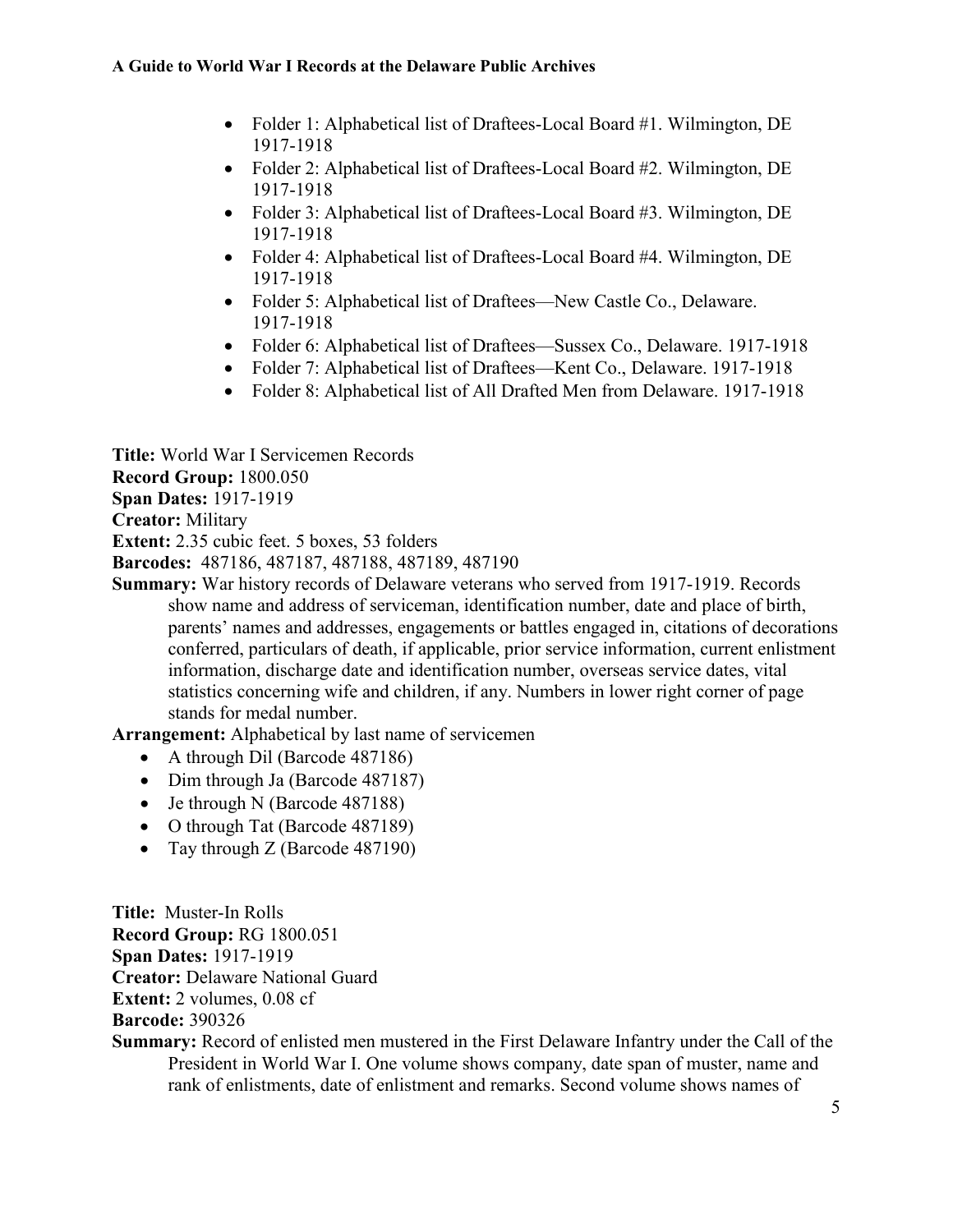- Folder 1: Alphabetical list of Draftees-Local Board #1. Wilmington, DE 1917-1918
- Folder 2: Alphabetical list of Draftees-Local Board #2. Wilmington, DE 1917-1918
- Folder 3: Alphabetical list of Draftees-Local Board #3. Wilmington, DE 1917-1918
- Folder 4: Alphabetical list of Draftees-Local Board #4. Wilmington, DE 1917-1918
- Folder 5: Alphabetical list of Draftees—New Castle Co., Delaware. 1917-1918
- Folder 6: Alphabetical list of Draftees—Sussex Co., Delaware. 1917-1918
- Folder 7: Alphabetical list of Draftees—Kent Co., Delaware. 1917-1918
- Folder 8: Alphabetical list of All Drafted Men from Delaware. 1917-1918

**Title:** World War I Servicemen Records
**Record Group:** 1800.050
**Span Dates:** 1917-1919
**Creator:** Military
**Extent:** 2.35 cubic feet. 5 boxes, 53 folders
**Barcodes:** 487186, 487187, 487188, 487189, 487190
**Summary:** War history records of Delaware veterans who served from 1917-1919. Records show name and address of serviceman, identification number, date and place of birth, parents' names and addresses, engagements or battles engaged in, citations of decorations conferred, particulars of death, if applicable, prior service information, current enlistment information, discharge date and identification number, overseas service dates, vital statistics concerning wife and children, if any. Numbers in lower right corner of page stands for medal number.
**Arrangement:** Alphabetical by last name of servicemen

- A through Dil (Barcode 487186)
- Dim through Ja (Barcode 487187)
- Je through N (Barcode 487188)
- O through Tat (Barcode 487189)
- Tay through Z (Barcode 487190)

**Title:** Muster-In Rolls
**Record Group:** RG 1800.051
**Span Dates:** 1917-1919
**Creator:** Delaware National Guard
**Extent:** 2 volumes, 0.08 cf
**Barcode:** 390326
**Summary:** Record of enlisted men mustered in the First Delaware Infantry under the Call of the President in World War I. One volume shows company, date span of muster, name and rank of enlistments, date of enlistment and remarks. Second volume shows names of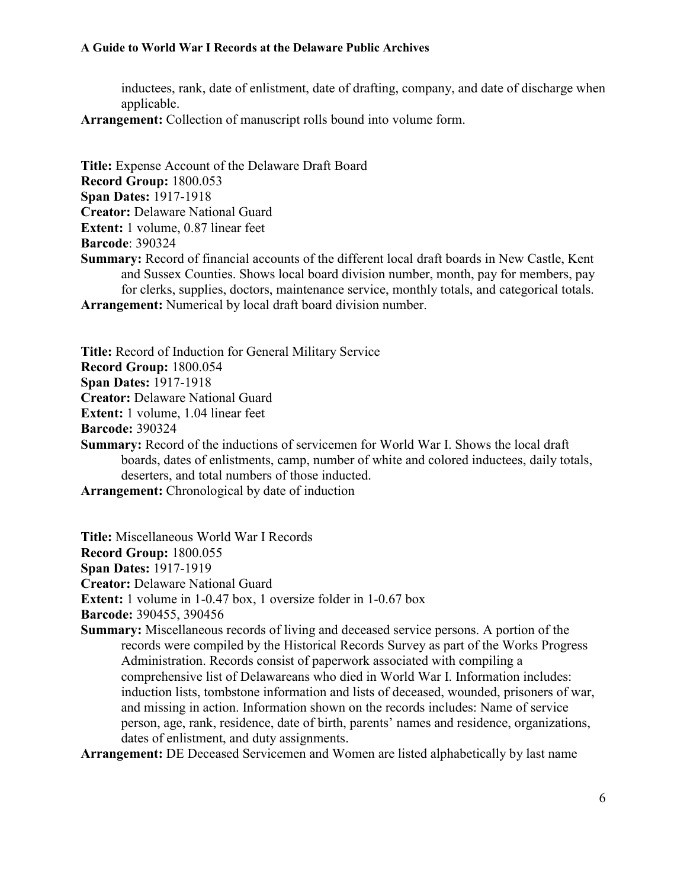inductees, rank, date of enlistment, date of drafting, company, and date of discharge when applicable.

**Arrangement:** Collection of manuscript rolls bound into volume form.

**Title:** Expense Account of the Delaware Draft Board
**Record Group:** 1800.053
**Span Dates:** 1917-1918
**Creator:** Delaware National Guard
**Extent:** 1 volume, 0.87 linear feet
**Barcode**: 390324
**Summary:** Record of financial accounts of the different local draft boards in New Castle, Kent and Sussex Counties. Shows local board division number, month, pay for members, pay for clerks, supplies, doctors, maintenance service, monthly totals, and categorical totals.
**Arrangement:** Numerical by local draft board division number.

**Title:** Record of Induction for General Military Service
**Record Group:** 1800.054
**Span Dates:** 1917-1918
**Creator:** Delaware National Guard
**Extent:** 1 volume, 1.04 linear feet
**Barcode:** 390324
**Summary:** Record of the inductions of servicemen for World War I. Shows the local draft boards, dates of enlistments, camp, number of white and colored inductees, daily totals, deserters, and total numbers of those inducted.
**Arrangement:** Chronological by date of induction

**Title:** Miscellaneous World War I Records
**Record Group:** 1800.055
**Span Dates:** 1917-1919
**Creator:** Delaware National Guard
**Extent:** 1 volume in 1-0.47 box, 1 oversize folder in 1-0.67 box
**Barcode:** 390455, 390456
**Summary:** Miscellaneous records of living and deceased service persons. A portion of the records were compiled by the Historical Records Survey as part of the Works Progress Administration. Records consist of paperwork associated with compiling a comprehensive list of Delawareans who died in World War I. Information includes: induction lists, tombstone information and lists of deceased, wounded, prisoners of war, and missing in action. Information shown on the records includes: Name of service person, age, rank, residence, date of birth, parents' names and residence, organizations, dates of enlistment, and duty assignments.
**Arrangement:** DE Deceased Servicemen and Women are listed alphabetically by last name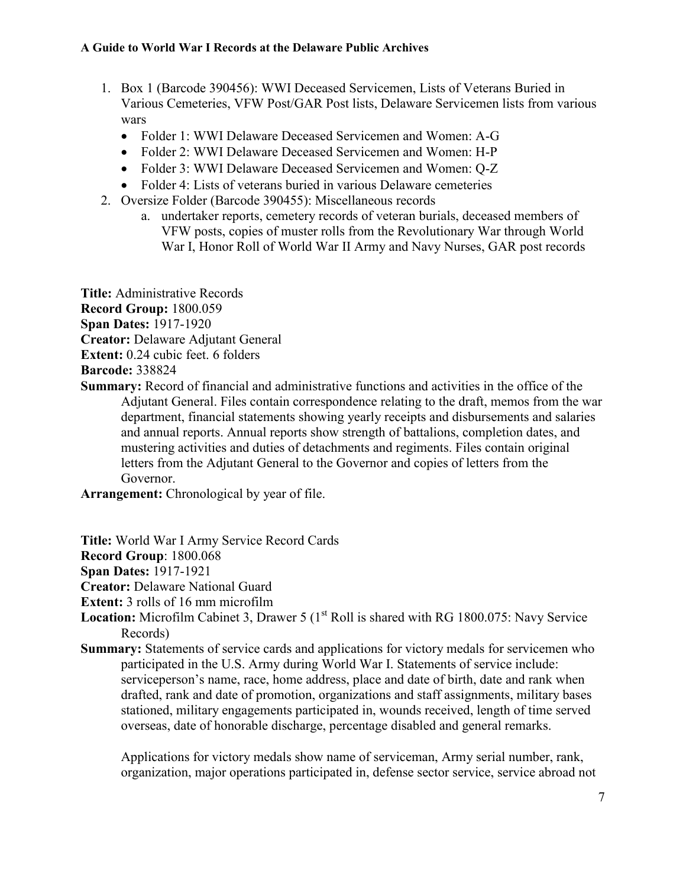1. Box 1 (Barcode 390456): WWI Deceased Servicemen, Lists of Veterans Buried in Various Cemeteries, VFW Post/GAR Post lists, Delaware Servicemen lists from various wars
    - Folder 1: WWI Delaware Deceased Servicemen and Women: A-G
    - Folder 2: WWI Delaware Deceased Servicemen and Women: H-P
    - Folder 3: WWI Delaware Deceased Servicemen and Women: Q-Z
    - Folder 4: Lists of veterans buried in various Delaware cemeteries
2. Oversize Folder (Barcode 390455): Miscellaneous records
    a. undertaker reports, cemetery records of veteran burials, deceased members of VFW posts, copies of muster rolls from the Revolutionary War through World War I, Honor Roll of World War II Army and Navy Nurses, GAR post records

**Title:** Administrative Records
**Record Group:** 1800.059
**Span Dates:** 1917-1920
**Creator:** Delaware Adjutant General
**Extent:** 0.24 cubic feet. 6 folders
**Barcode:** 338824
**Summary:** Record of financial and administrative functions and activities in the office of the Adjutant General. Files contain correspondence relating to the draft, memos from the war department, financial statements showing yearly receipts and disbursements and salaries and annual reports. Annual reports show strength of battalions, completion dates, and mustering activities and duties of detachments and regiments. Files contain original letters from the Adjutant General to the Governor and copies of letters from the Governor.
**Arrangement:** Chronological by year of file.

**Title:** World War I Army Service Record Cards
**Record Group**: 1800.068
**Span Dates:** 1917-1921
**Creator:** Delaware National Guard
**Extent:** 3 rolls of 16 mm microfilm
**Location:** Microfilm Cabinet 3, Drawer 5 (1st Roll is shared with RG 1800.075: Navy Service Records)
**Summary:** Statements of service cards and applications for victory medals for servicemen who participated in the U.S. Army during World War I. Statements of service include: serviceperson's name, race, home address, place and date of birth, date and rank when drafted, rank and date of promotion, organizations and staff assignments, military bases stationed, military engagements participated in, wounds received, length of time served overseas, date of honorable discharge, percentage disabled and general remarks.

Applications for victory medals show name of serviceman, Army serial number, rank, organization, major operations participated in, defense sector service, service abroad not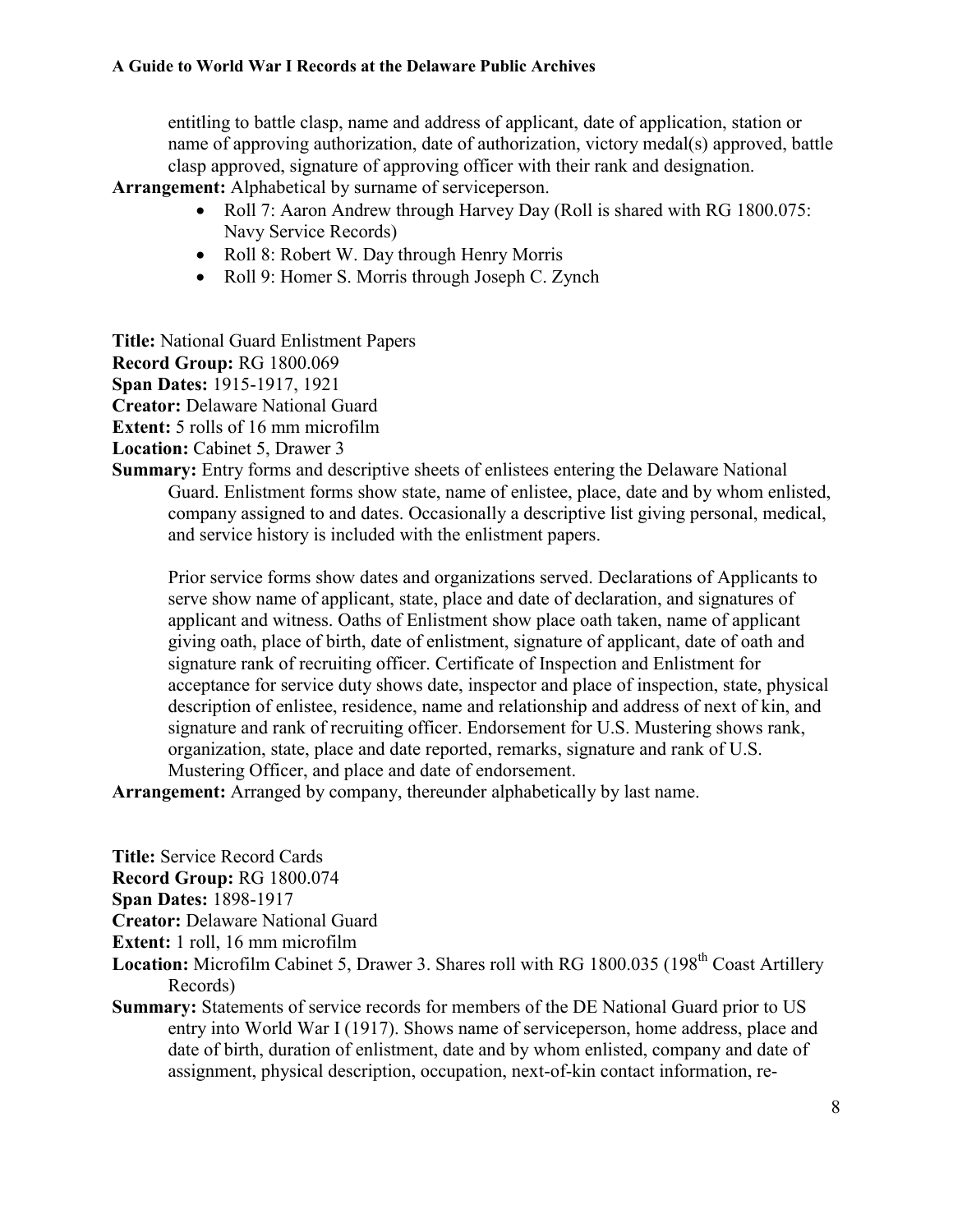entitling to battle clasp, name and address of applicant, date of application, station or name of approving authorization, date of authorization, victory medal(s) approved, battle clasp approved, signature of approving officer with their rank and designation.

**Arrangement:** Alphabetical by surname of serviceperson.

- Roll 7: Aaron Andrew through Harvey Day (Roll is shared with RG 1800.075: Navy Service Records)
- Roll 8: Robert W. Day through Henry Morris
- Roll 9: Homer S. Morris through Joseph C. Zynch

**Title:** National Guard Enlistment Papers
**Record Group:** RG 1800.069
**Span Dates:** 1915-1917, 1921
**Creator:** Delaware National Guard
**Extent:** 5 rolls of 16 mm microfilm
**Location:** Cabinet 5, Drawer 3
**Summary:** Entry forms and descriptive sheets of enlistees entering the Delaware National Guard. Enlistment forms show state, name of enlistee, place, date and by whom enlisted, company assigned to and dates. Occasionally a descriptive list giving personal, medical, and service history is included with the enlistment papers.

Prior service forms show dates and organizations served. Declarations of Applicants to serve show name of applicant, state, place and date of declaration, and signatures of applicant and witness. Oaths of Enlistment show place oath taken, name of applicant giving oath, place of birth, date of enlistment, signature of applicant, date of oath and signature rank of recruiting officer. Certificate of Inspection and Enlistment for acceptance for service duty shows date, inspector and place of inspection, state, physical description of enlistee, residence, name and relationship and address of next of kin, and signature and rank of recruiting officer. Endorsement for U.S. Mustering shows rank, organization, state, place and date reported, remarks, signature and rank of U.S. Mustering Officer, and place and date of endorsement.

**Arrangement:** Arranged by company, thereunder alphabetically by last name.

**Title:** Service Record Cards
**Record Group:** RG 1800.074
**Span Dates:** 1898-1917
**Creator:** Delaware National Guard
**Extent:** 1 roll, 16 mm microfilm
**Location:** Microfilm Cabinet 5, Drawer 3. Shares roll with RG 1800.035 (198th Coast Artillery Records)
**Summary:** Statements of service records for members of the DE National Guard prior to US entry into World War I (1917). Shows name of serviceperson, home address, place and date of birth, duration of enlistment, date and by whom enlisted, company and date of assignment, physical description, occupation, next-of-kin contact information, re-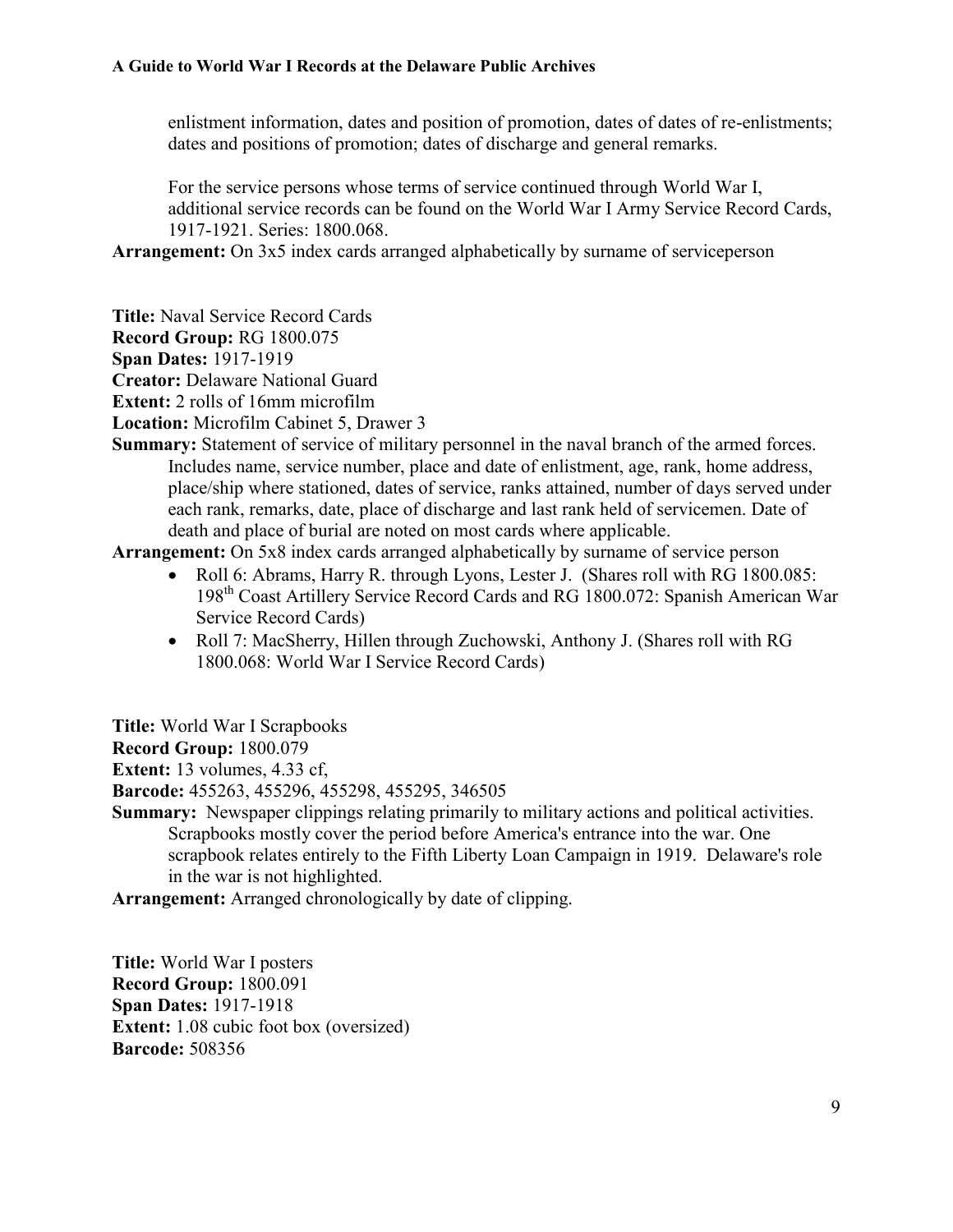enlistment information, dates and position of promotion, dates of dates of re-enlistments; dates and positions of promotion; dates of discharge and general remarks.

For the service persons whose terms of service continued through World War I, additional service records can be found on the World War I Army Service Record Cards, 1917-1921. Series: 1800.068.

**Arrangement:** On 3x5 index cards arranged alphabetically by surname of serviceperson

**Title:** Naval Service Record Cards
**Record Group:** RG 1800.075
**Span Dates:** 1917-1919
**Creator:** Delaware National Guard
**Extent:** 2 rolls of 16mm microfilm
**Location:** Microfilm Cabinet 5, Drawer 3
**Summary:** Statement of service of military personnel in the naval branch of the armed forces. Includes name, service number, place and date of enlistment, age, rank, home address, place/ship where stationed, dates of service, ranks attained, number of days served under each rank, remarks, date, place of discharge and last rank held of servicemen. Date of death and place of burial are noted on most cards where applicable.
**Arrangement:** On 5x8 index cards arranged alphabetically by surname of service person

- Roll 6: Abrams, Harry R. through Lyons, Lester J. (Shares roll with RG 1800.085: 198th Coast Artillery Service Record Cards and RG 1800.072: Spanish American War Service Record Cards)
- Roll 7: MacSherry, Hillen through Zuchowski, Anthony J. (Shares roll with RG 1800.068: World War I Service Record Cards)

**Title:** World War I Scrapbooks
**Record Group:** 1800.079
**Extent:** 13 volumes, 4.33 cf,
**Barcode:** 455263, 455296, 455298, 455295, 346505
**Summary:** Newspaper clippings relating primarily to military actions and political activities. Scrapbooks mostly cover the period before America's entrance into the war. One scrapbook relates entirely to the Fifth Liberty Loan Campaign in 1919. Delaware's role in the war is not highlighted.
**Arrangement:** Arranged chronologically by date of clipping.

**Title:** World War I posters
**Record Group:** 1800.091
**Span Dates:** 1917-1918
**Extent:** 1.08 cubic foot box (oversized)
**Barcode:** 508356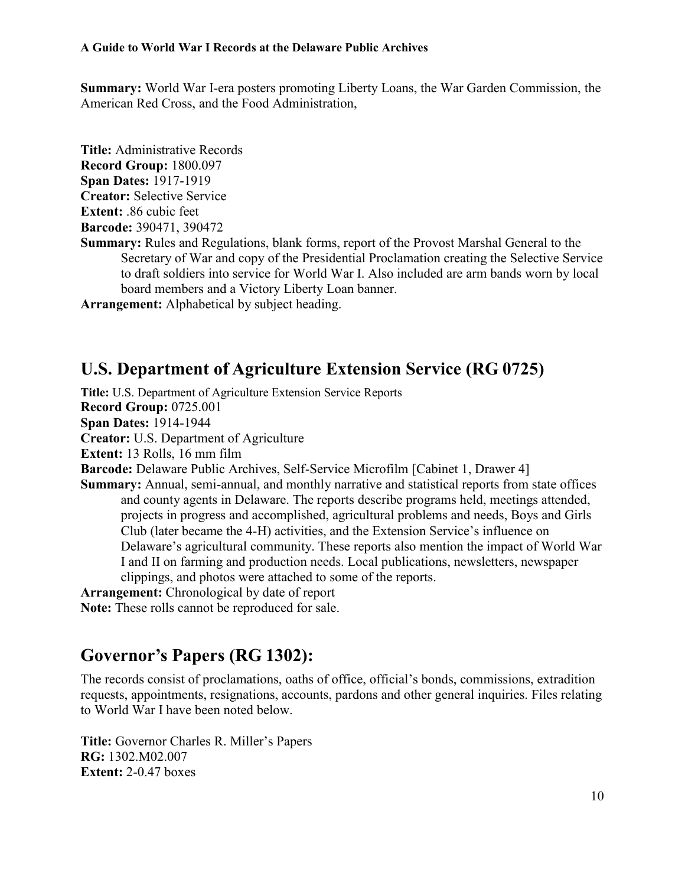**Summary:** World War I-era posters promoting Liberty Loans, the War Garden Commission, the American Red Cross, and the Food Administration,

**Title:** Administrative Records
**Record Group:** 1800.097
**Span Dates:** 1917-1919
**Creator:** Selective Service
**Extent:** .86 cubic feet
**Barcode:** 390471, 390472
**Summary:** Rules and Regulations, blank forms, report of the Provost Marshal General to the Secretary of War and copy of the Presidential Proclamation creating the Selective Service to draft soldiers into service for World War I. Also included are arm bands worn by local board members and a Victory Liberty Loan banner.
**Arrangement:** Alphabetical by subject heading.

## U.S. Department of Agriculture Extension Service (RG 0725)

**Title:** U.S. Department of Agriculture Extension Service Reports
**Record Group:** 0725.001
**Span Dates:** 1914-1944
**Creator:** U.S. Department of Agriculture
**Extent:** 13 Rolls, 16 mm film
**Barcode:** Delaware Public Archives, Self-Service Microfilm [Cabinet 1, Drawer 4]
**Summary:** Annual, semi-annual, and monthly narrative and statistical reports from state offices and county agents in Delaware. The reports describe programs held, meetings attended, projects in progress and accomplished, agricultural problems and needs, Boys and Girls Club (later became the 4-H) activities, and the Extension Service's influence on Delaware's agricultural community. These reports also mention the impact of World War I and II on farming and production needs. Local publications, newsletters, newspaper clippings, and photos were attached to some of the reports.
**Arrangement:** Chronological by date of report
**Note:** These rolls cannot be reproduced for sale.

## Governor's Papers (RG 1302):

The records consist of proclamations, oaths of office, official's bonds, commissions, extradition requests, appointments, resignations, accounts, pardons and other general inquiries. Files relating to World War I have been noted below.

**Title:** Governor Charles R. Miller's Papers
**RG:** 1302.M02.007
**Extent:** 2-0.47 boxes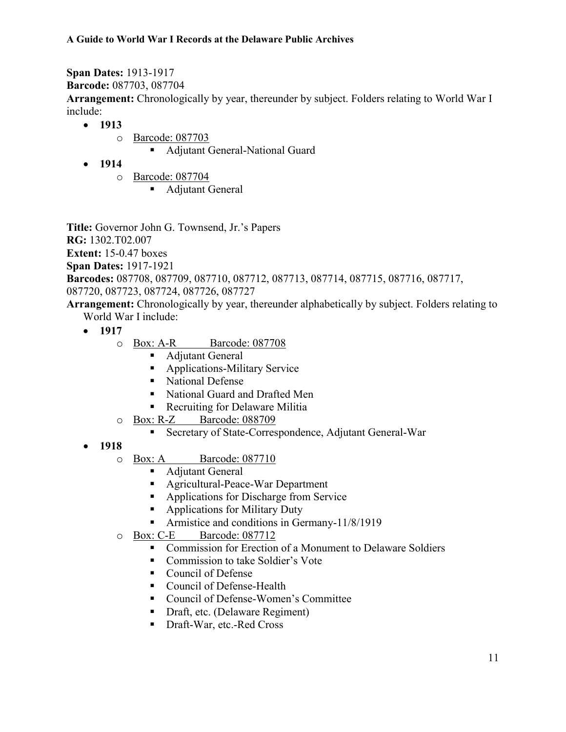**Span Dates:** 1913-1917
**Barcode:** 087703, 087704
**Arrangement:** Chronologically by year, thereunder by subject. Folders relating to World War I include:

- **1913**
  - Barcode: 087703
    - Adjutant General-National Guard
- **1914**
  - Barcode: 087704
    - Adjutant General

**Title:** Governor John G. Townsend, Jr.'s Papers
**RG:** 1302.T02.007
**Extent:** 15-0.47 boxes
**Span Dates:** 1917-1921
**Barcodes:** 087708, 087709, 087710, 087712, 087713, 087714, 087715, 087716, 087717, 087720, 087723, 087724, 087726, 087727
**Arrangement:** Chronologically by year, thereunder alphabetically by subject. Folders relating to World War I include:

- **1917**
  - Box: A-R Barcode: 087708
    - Adjutant General
    - Applications-Military Service
    - National Defense
    - National Guard and Drafted Men
    - Recruiting for Delaware Militia
  - Box: R-Z Barcode: 088709
    - Secretary of State-Correspondence, Adjutant General-War
- **1918**
  - Box: A Barcode: 087710
    - Adjutant General
    - Agricultural-Peace-War Department
    - Applications for Discharge from Service
    - Applications for Military Duty
    - Armistice and conditions in Germany-11/8/1919
  - Box: C-E Barcode: 087712
    - Commission for Erection of a Monument to Delaware Soldiers
    - Commission to take Soldier's Vote
    - Council of Defense
    - Council of Defense-Health
    - Council of Defense-Women's Committee
    - Draft, etc. (Delaware Regiment)
    - Draft-War, etc.-Red Cross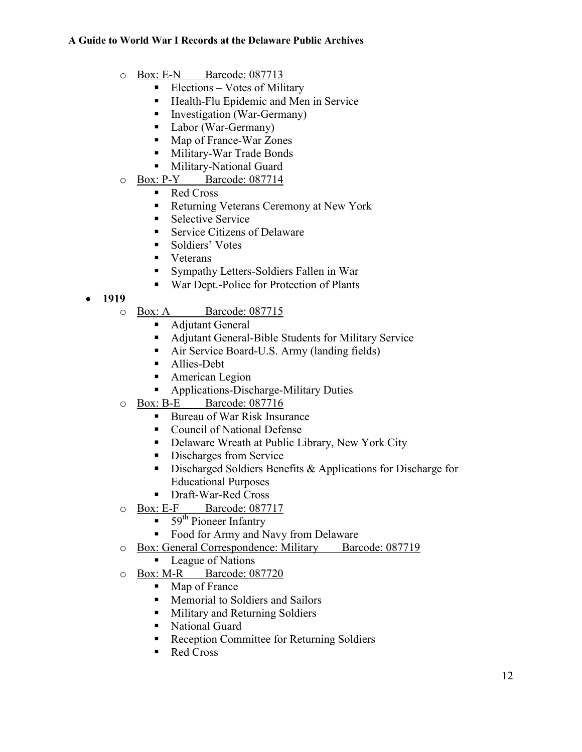- Box: E-N Barcode: 087713
  - Elections – Votes of Military
  - Health-Flu Epidemic and Men in Service
  - Investigation (War-Germany)
  - Labor (War-Germany)
  - Map of France-War Zones
  - Military-War Trade Bonds
  - Military-National Guard
- Box: P-Y Barcode: 087714
  - Red Cross
  - Returning Veterans Ceremony at New York
  - Selective Service
  - Service Citizens of Delaware
  - Soldiers' Votes
  - Veterans
  - Sympathy Letters-Soldiers Fallen in War
  - War Dept.-Police for Protection of Plants

- **1919**
  - Box: A Barcode: 087715
    - Adjutant General
    - Adjutant General-Bible Students for Military Service
    - Air Service Board-U.S. Army (landing fields)
    - Allies-Debt
    - American Legion
    - Applications-Discharge-Military Duties
  - Box: B-E Barcode: 087716
    - Bureau of War Risk Insurance
    - Council of National Defense
    - Delaware Wreath at Public Library, New York City
    - Discharges from Service
    - Discharged Soldiers Benefits & Applications for Discharge for Educational Purposes
    - Draft-War-Red Cross
  - Box: E-F Barcode: 087717
    - 59th Pioneer Infantry
    - Food for Army and Navy from Delaware
  - Box: General Correspondence: Military Barcode: 087719
    - League of Nations
  - Box: M-R Barcode: 087720
    - Map of France
    - Memorial to Soldiers and Sailors
    - Military and Returning Soldiers
    - National Guard
    - Reception Committee for Returning Soldiers
    - Red Cross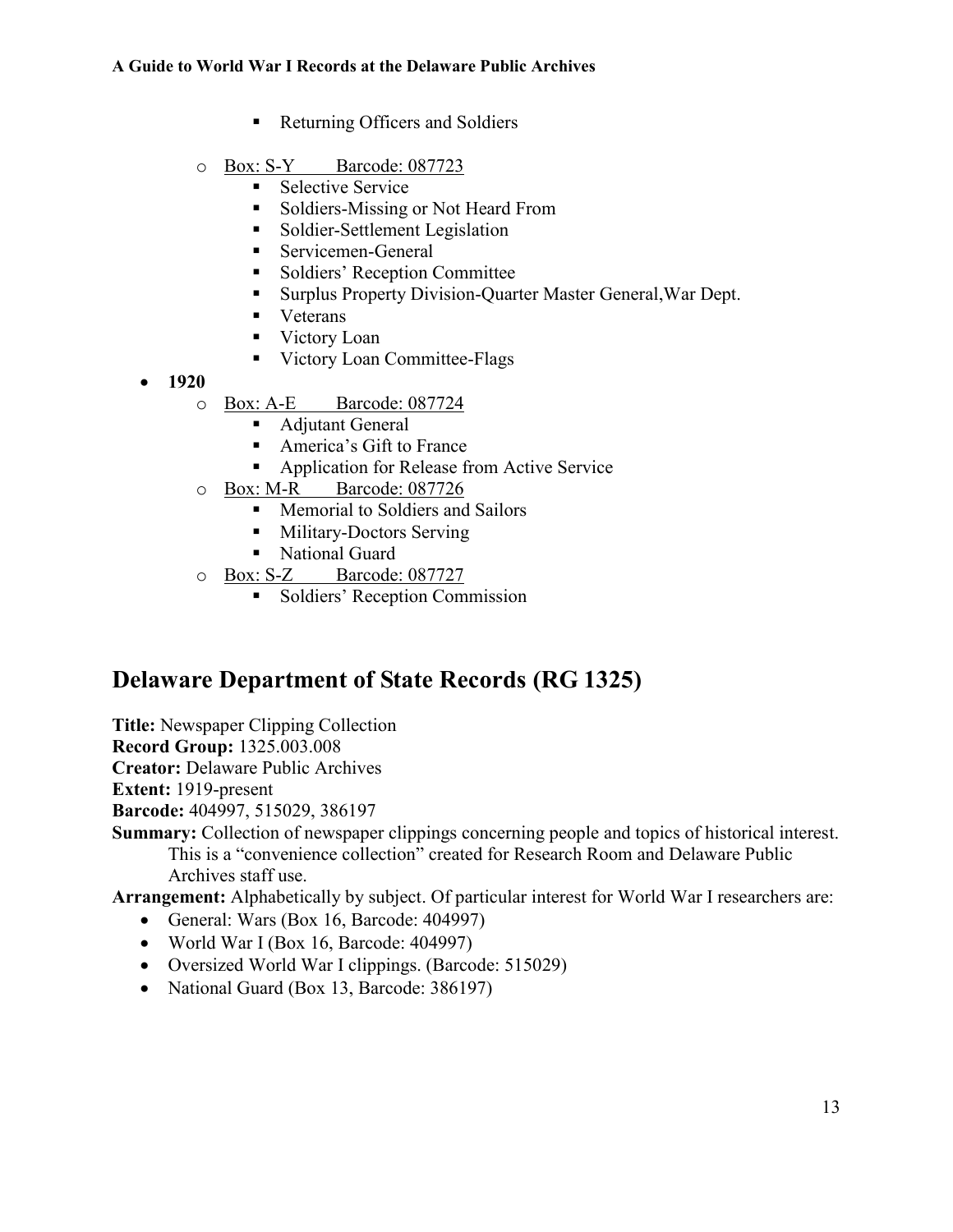- Returning Officers and Soldiers
  - Box: S-Y        Barcode: 087723
    - Selective Service
    - Soldiers-Missing or Not Heard From
    - Soldier-Settlement Legislation
    - Servicemen-General
    - Soldiers' Reception Committee
    - Surplus Property Division-Quarter Master General,War Dept.
    - Veterans
    - Victory Loan
    - Victory Loan Committee-Flags
- **1920**
  - Box: A-E        Barcode: 087724
    - Adjutant General
    - America's Gift to France
    - Application for Release from Active Service
  - Box: M-R        Barcode: 087726
    - Memorial to Soldiers and Sailors
    - Military-Doctors Serving
    - National Guard
  - Box: S-Z        Barcode: 087727
    - Soldiers' Reception Commission

## Delaware Department of State Records (RG 1325)

**Title:** Newspaper Clipping Collection
**Record Group:** 1325.003.008
**Creator:** Delaware Public Archives
**Extent:** 1919-present
**Barcode:** 404997, 515029, 386197
**Summary:** Collection of newspaper clippings concerning people and topics of historical interest. This is a "convenience collection" created for Research Room and Delaware Public Archives staff use.
**Arrangement:** Alphabetically by subject. Of particular interest for World War I researchers are:

- General: Wars (Box 16, Barcode: 404997)
- World War I (Box 16, Barcode: 404997)
- Oversized World War I clippings. (Barcode: 515029)
- National Guard (Box 13, Barcode: 386197)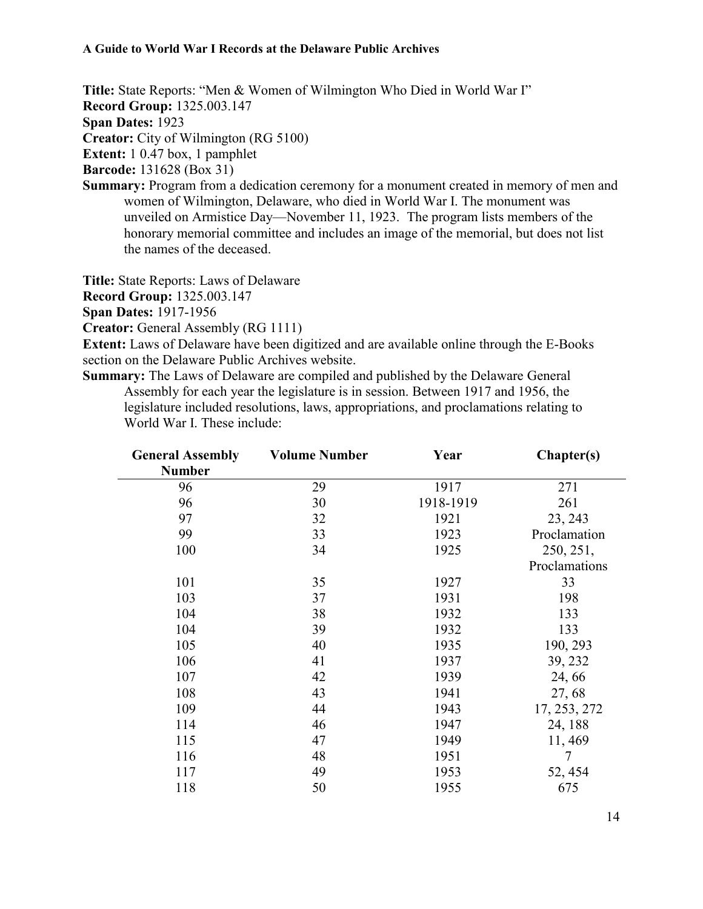**Title:** State Reports: "Men & Women of Wilmington Who Died in World War I"
**Record Group:** 1325.003.147
**Span Dates:** 1923
**Creator:** City of Wilmington (RG 5100)
**Extent:** 1 0.47 box, 1 pamphlet
**Barcode:** 131628 (Box 31)
**Summary:** Program from a dedication ceremony for a monument created in memory of men and women of Wilmington, Delaware, who died in World War I. The monument was unveiled on Armistice Day—November 11, 1923. The program lists members of the honorary memorial committee and includes an image of the memorial, but does not list the names of the deceased.

**Title:** State Reports: Laws of Delaware
**Record Group:** 1325.003.147
**Span Dates:** 1917-1956
**Creator:** General Assembly (RG 1111)
**Extent:** Laws of Delaware have been digitized and are available online through the E-Books section on the Delaware Public Archives website.
**Summary:** The Laws of Delaware are compiled and published by the Delaware General Assembly for each year the legislature is in session. Between 1917 and 1956, the legislature included resolutions, laws, appropriations, and proclamations relating to World War I. These include:

| General Assembly Number | Volume Number | Year | Chapter(s) |
|---|---|---|---|
| 96 | 29 | 1917 | 271 |
| 96 | 30 | 1918-1919 | 261 |
| 97 | 32 | 1921 | 23, 243 |
| 99 | 33 | 1923 | Proclamation |
| 100 | 34 | 1925 | 250, 251, Proclamations |
| 101 | 35 | 1927 | 33 |
| 103 | 37 | 1931 | 198 |
| 104 | 38 | 1932 | 133 |
| 104 | 39 | 1932 | 133 |
| 105 | 40 | 1935 | 190, 293 |
| 106 | 41 | 1937 | 39, 232 |
| 107 | 42 | 1939 | 24, 66 |
| 108 | 43 | 1941 | 27, 68 |
| 109 | 44 | 1943 | 17, 253, 272 |
| 114 | 46 | 1947 | 24, 188 |
| 115 | 47 | 1949 | 11, 469 |
| 116 | 48 | 1951 | 7 |
| 117 | 49 | 1953 | 52, 454 |
| 118 | 50 | 1955 | 675 |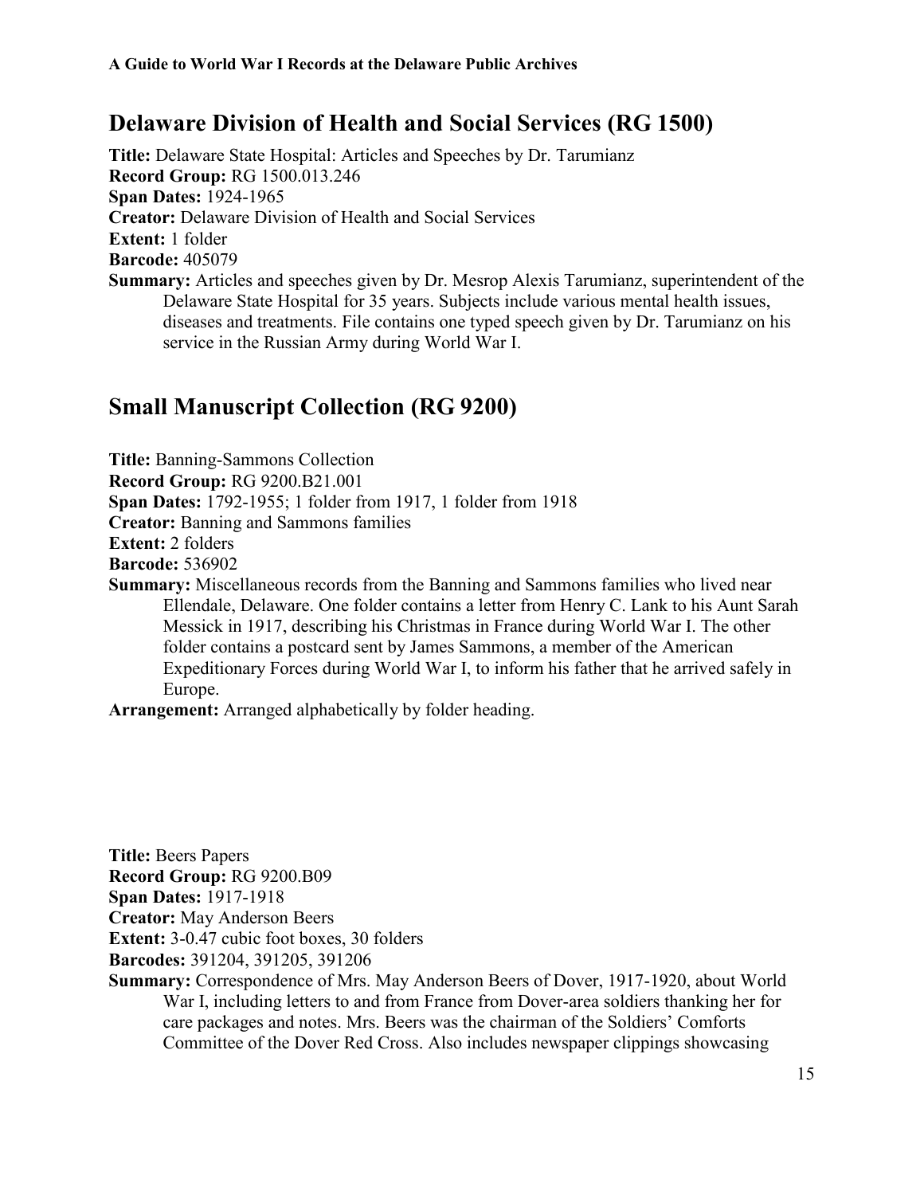## Delaware Division of Health and Social Services (RG 1500)

**Title:** Delaware State Hospital: Articles and Speeches by Dr. Tarumianz
**Record Group:** RG 1500.013.246
**Span Dates:** 1924-1965
**Creator:** Delaware Division of Health and Social Services
**Extent:** 1 folder
**Barcode:** 405079
**Summary:** Articles and speeches given by Dr. Mesrop Alexis Tarumianz, superintendent of the Delaware State Hospital for 35 years. Subjects include various mental health issues, diseases and treatments. File contains one typed speech given by Dr. Tarumianz on his service in the Russian Army during World War I.

## Small Manuscript Collection (RG 9200)

**Title:** Banning-Sammons Collection
**Record Group:** RG 9200.B21.001
**Span Dates:** 1792-1955; 1 folder from 1917, 1 folder from 1918
**Creator:** Banning and Sammons families
**Extent:** 2 folders
**Barcode:** 536902
**Summary:** Miscellaneous records from the Banning and Sammons families who lived near Ellendale, Delaware. One folder contains a letter from Henry C. Lank to his Aunt Sarah Messick in 1917, describing his Christmas in France during World War I. The other folder contains a postcard sent by James Sammons, a member of the American Expeditionary Forces during World War I, to inform his father that he arrived safely in Europe.
**Arrangement:** Arranged alphabetically by folder heading.

**Title:** Beers Papers
**Record Group:** RG 9200.B09
**Span Dates:** 1917-1918
**Creator:** May Anderson Beers
**Extent:** 3-0.47 cubic foot boxes, 30 folders
**Barcodes:** 391204, 391205, 391206
**Summary:** Correspondence of Mrs. May Anderson Beers of Dover, 1917-1920, about World War I, including letters to and from France from Dover-area soldiers thanking her for care packages and notes. Mrs. Beers was the chairman of the Soldiers' Comforts Committee of the Dover Red Cross. Also includes newspaper clippings showcasing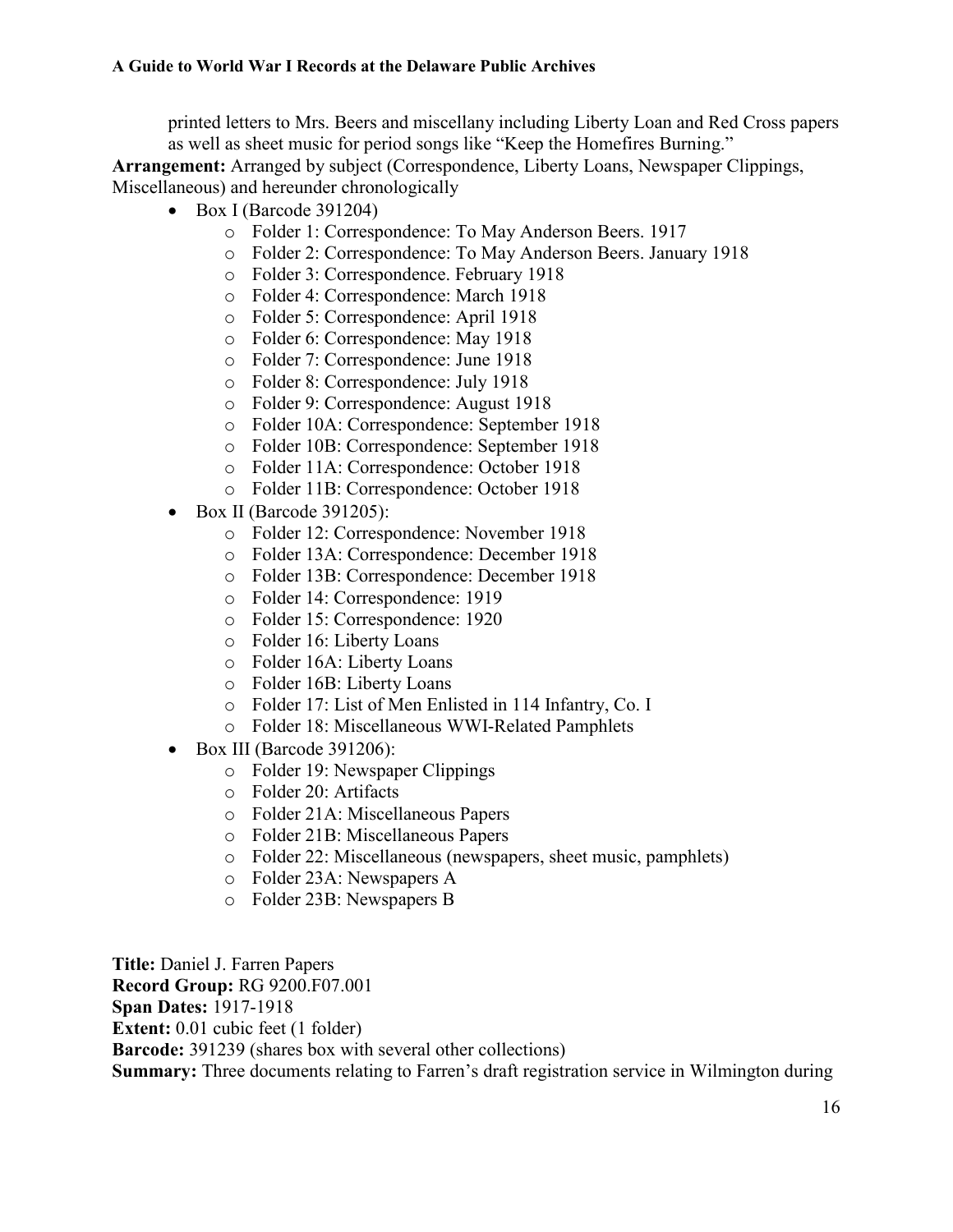printed letters to Mrs. Beers and miscellany including Liberty Loan and Red Cross papers as well as sheet music for period songs like "Keep the Homefires Burning."

**Arrangement:** Arranged by subject (Correspondence, Liberty Loans, Newspaper Clippings, Miscellaneous) and hereunder chronologically

- Box I (Barcode 391204)
    - Folder 1: Correspondence: To May Anderson Beers. 1917
    - Folder 2: Correspondence: To May Anderson Beers. January 1918
    - Folder 3: Correspondence. February 1918
    - Folder 4: Correspondence: March 1918
    - Folder 5: Correspondence: April 1918
    - Folder 6: Correspondence: May 1918
    - Folder 7: Correspondence: June 1918
    - Folder 8: Correspondence: July 1918
    - Folder 9: Correspondence: August 1918
    - Folder 10A: Correspondence: September 1918
    - Folder 10B: Correspondence: September 1918
    - Folder 11A: Correspondence: October 1918
    - Folder 11B: Correspondence: October 1918
- Box II (Barcode 391205):
    - Folder 12: Correspondence: November 1918
    - Folder 13A: Correspondence: December 1918
    - Folder 13B: Correspondence: December 1918
    - Folder 14: Correspondence: 1919
    - Folder 15: Correspondence: 1920
    - Folder 16: Liberty Loans
    - Folder 16A: Liberty Loans
    - Folder 16B: Liberty Loans
    - Folder 17: List of Men Enlisted in 114 Infantry, Co. I
    - Folder 18: Miscellaneous WWI-Related Pamphlets
- Box III (Barcode 391206):
    - Folder 19: Newspaper Clippings
    - Folder 20: Artifacts
    - Folder 21A: Miscellaneous Papers
    - Folder 21B: Miscellaneous Papers
    - Folder 22: Miscellaneous (newspapers, sheet music, pamphlets)
    - Folder 23A: Newspapers A
    - Folder 23B: Newspapers B

**Title:** Daniel J. Farren Papers
**Record Group:** RG 9200.F07.001
**Span Dates:** 1917-1918
**Extent:** 0.01 cubic feet (1 folder)
**Barcode:** 391239 (shares box with several other collections)
**Summary:** Three documents relating to Farren's draft registration service in Wilmington during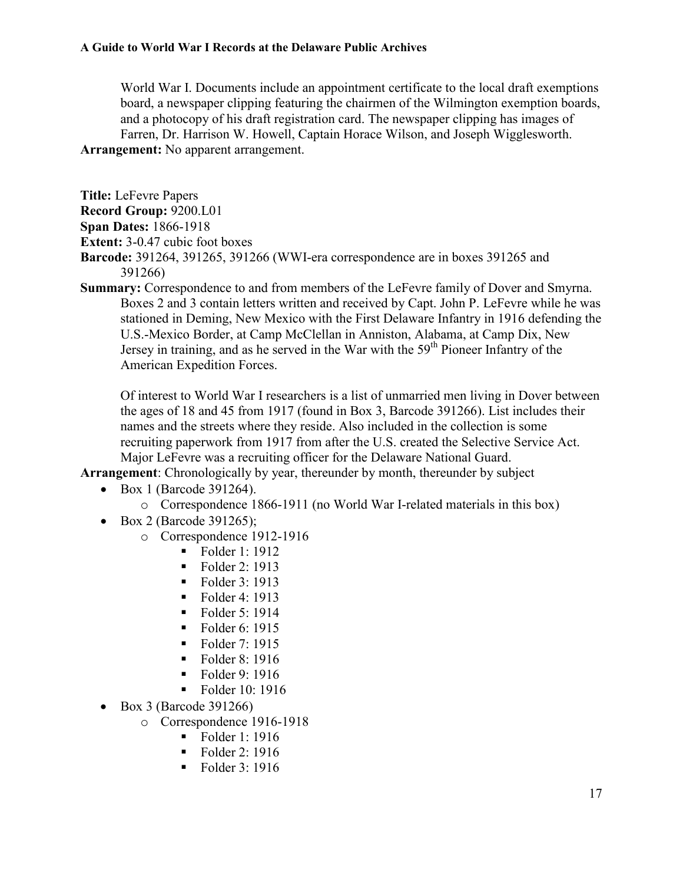World War I. Documents include an appointment certificate to the local draft exemptions board, a newspaper clipping featuring the chairmen of the Wilmington exemption boards, and a photocopy of his draft registration card. The newspaper clipping has images of Farren, Dr. Harrison W. Howell, Captain Horace Wilson, and Joseph Wigglesworth.

**Arrangement:** No apparent arrangement.

**Title:** LeFevre Papers

**Record Group:** 9200.L01

**Span Dates:** 1866-1918

**Extent:** 3-0.47 cubic foot boxes

**Barcode:** 391264, 391265, 391266 (WWI-era correspondence are in boxes 391265 and 391266)

**Summary:** Correspondence to and from members of the LeFevre family of Dover and Smyrna. Boxes 2 and 3 contain letters written and received by Capt. John P. LeFevre while he was stationed in Deming, New Mexico with the First Delaware Infantry in 1916 defending the U.S.-Mexico Border, at Camp McClellan in Anniston, Alabama, at Camp Dix, New Jersey in training, and as he served in the War with the 59th Pioneer Infantry of the American Expedition Forces.

Of interest to World War I researchers is a list of unmarried men living in Dover between the ages of 18 and 45 from 1917 (found in Box 3, Barcode 391266). List includes their names and the streets where they reside. Also included in the collection is some recruiting paperwork from 1917 from after the U.S. created the Selective Service Act. Major LeFevre was a recruiting officer for the Delaware National Guard.

**Arrangement**: Chronologically by year, thereunder by month, thereunder by subject

- Box 1 (Barcode 391264).
  - Correspondence 1866-1911 (no World War I-related materials in this box)
- Box 2 (Barcode 391265);
  - Correspondence 1912-1916
    - Folder 1: 1912
    - Folder 2: 1913
    - Folder 3: 1913
    - Folder 4: 1913
    - Folder 5: 1914
    - Folder 6: 1915
    - Folder 7: 1915
    - Folder 8: 1916
    - Folder 9: 1916
    - Folder 10: 1916
- Box 3 (Barcode 391266)
  - Correspondence 1916-1918
    - Folder 1: 1916
    - Folder 2: 1916
    - Folder 3: 1916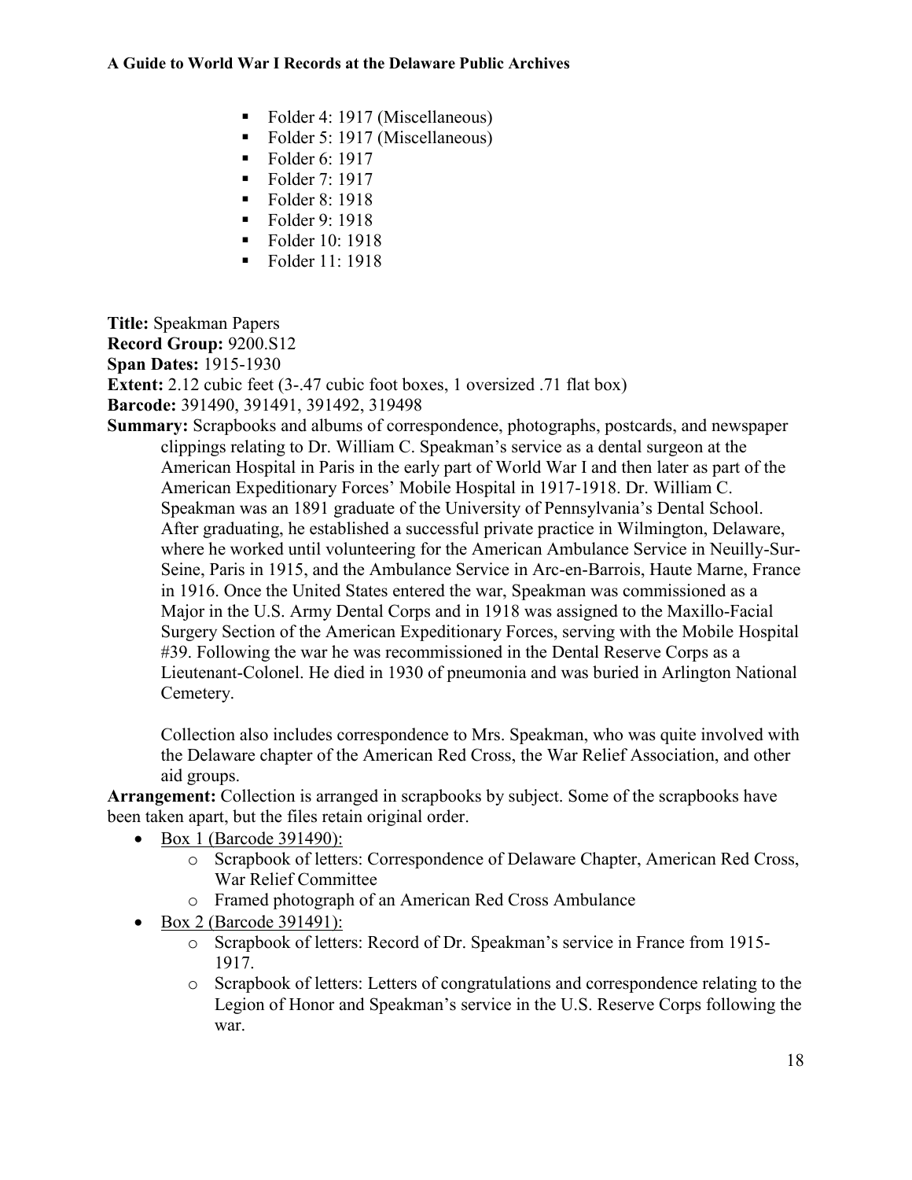- Folder 4: 1917 (Miscellaneous)
- Folder 5: 1917 (Miscellaneous)
- Folder 6: 1917
- Folder 7: 1917
- Folder 8: 1918
- Folder 9: 1918
- Folder 10: 1918
- Folder 11: 1918

**Title:** Speakman Papers
**Record Group:** 9200.S12
**Span Dates:** 1915-1930
**Extent:** 2.12 cubic feet (3-.47 cubic foot boxes, 1 oversized .71 flat box)
**Barcode:** 391490, 391491, 391492, 319498
**Summary:** Scrapbooks and albums of correspondence, photographs, postcards, and newspaper clippings relating to Dr. William C. Speakman's service as a dental surgeon at the American Hospital in Paris in the early part of World War I and then later as part of the American Expeditionary Forces' Mobile Hospital in 1917-1918. Dr. William C. Speakman was an 1891 graduate of the University of Pennsylvania's Dental School. After graduating, he established a successful private practice in Wilmington, Delaware, where he worked until volunteering for the American Ambulance Service in Neuilly-Sur-Seine, Paris in 1915, and the Ambulance Service in Arc-en-Barrois, Haute Marne, France in 1916. Once the United States entered the war, Speakman was commissioned as a Major in the U.S. Army Dental Corps and in 1918 was assigned to the Maxillo-Facial Surgery Section of the American Expeditionary Forces, serving with the Mobile Hospital #39. Following the war he was recommissioned in the Dental Reserve Corps as a Lieutenant-Colonel. He died in 1930 of pneumonia and was buried in Arlington National Cemetery.

Collection also includes correspondence to Mrs. Speakman, who was quite involved with the Delaware chapter of the American Red Cross, the War Relief Association, and other aid groups.

**Arrangement:** Collection is arranged in scrapbooks by subject. Some of the scrapbooks have been taken apart, but the files retain original order.

- Box 1 (Barcode 391490):
  - Scrapbook of letters: Correspondence of Delaware Chapter, American Red Cross, War Relief Committee
  - Framed photograph of an American Red Cross Ambulance
- Box 2 (Barcode 391491):
  - Scrapbook of letters: Record of Dr. Speakman's service in France from 1915-1917.
  - Scrapbook of letters: Letters of congratulations and correspondence relating to the Legion of Honor and Speakman's service in the U.S. Reserve Corps following the war.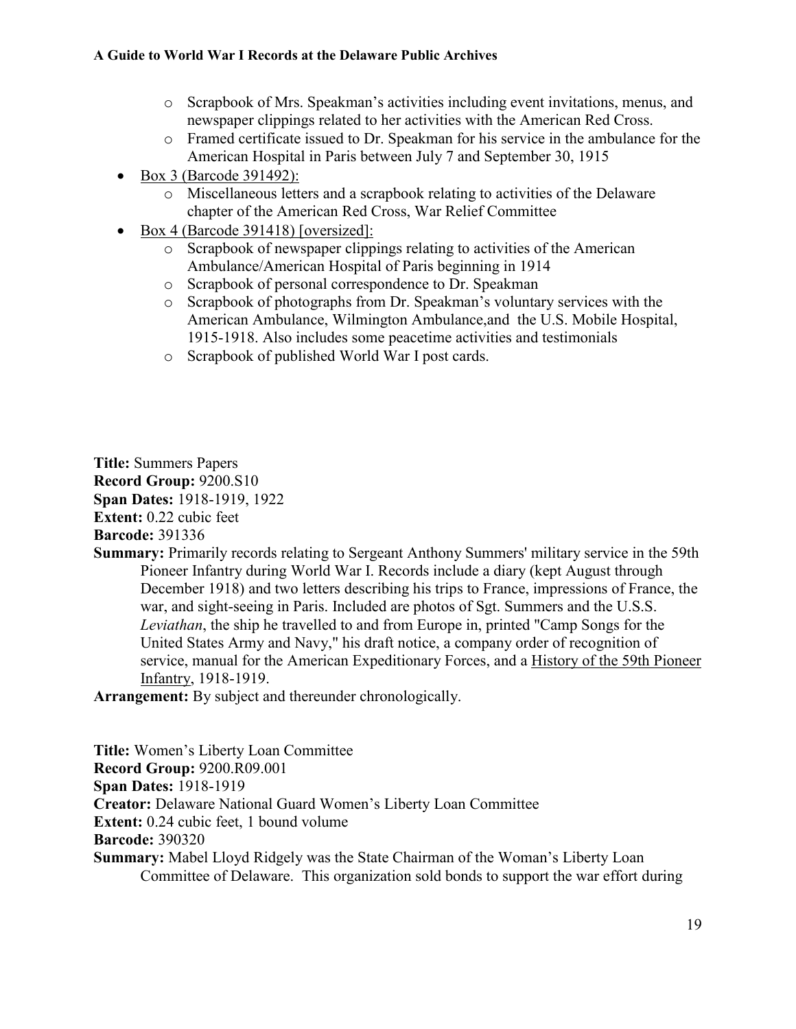- Scrapbook of Mrs. Speakman's activities including event invitations, menus, and newspaper clippings related to her activities with the American Red Cross.
  - Framed certificate issued to Dr. Speakman for his service in the ambulance for the American Hospital in Paris between July 7 and September 30, 1915
- Box 3 (Barcode 391492):
  - Miscellaneous letters and a scrapbook relating to activities of the Delaware chapter of the American Red Cross, War Relief Committee
- Box 4 (Barcode 391418) [oversized]:
  - Scrapbook of newspaper clippings relating to activities of the American Ambulance/American Hospital of Paris beginning in 1914
  - Scrapbook of personal correspondence to Dr. Speakman
  - Scrapbook of photographs from Dr. Speakman's voluntary services with the American Ambulance, Wilmington Ambulance,and the U.S. Mobile Hospital, 1915-1918. Also includes some peacetime activities and testimonials
  - Scrapbook of published World War I post cards.

**Title:** Summers Papers
**Record Group:** 9200.S10
**Span Dates:** 1918-1919, 1922
**Extent:** 0.22 cubic feet
**Barcode:** 391336
**Summary:** Primarily records relating to Sergeant Anthony Summers' military service in the 59th Pioneer Infantry during World War I. Records include a diary (kept August through December 1918) and two letters describing his trips to France, impressions of France, the war, and sight-seeing in Paris. Included are photos of Sgt. Summers and the U.S.S. *Leviathan*, the ship he travelled to and from Europe in, printed "Camp Songs for the United States Army and Navy," his draft notice, a company order of recognition of service, manual for the American Expeditionary Forces, and a History of the 59th Pioneer Infantry, 1918-1919.
**Arrangement:** By subject and thereunder chronologically.

**Title:** Women's Liberty Loan Committee
**Record Group:** 9200.R09.001
**Span Dates:** 1918-1919
**Creator:** Delaware National Guard Women's Liberty Loan Committee
**Extent:** 0.24 cubic feet, 1 bound volume
**Barcode:** 390320
**Summary:** Mabel Lloyd Ridgely was the State Chairman of the Woman's Liberty Loan Committee of Delaware. This organization sold bonds to support the war effort during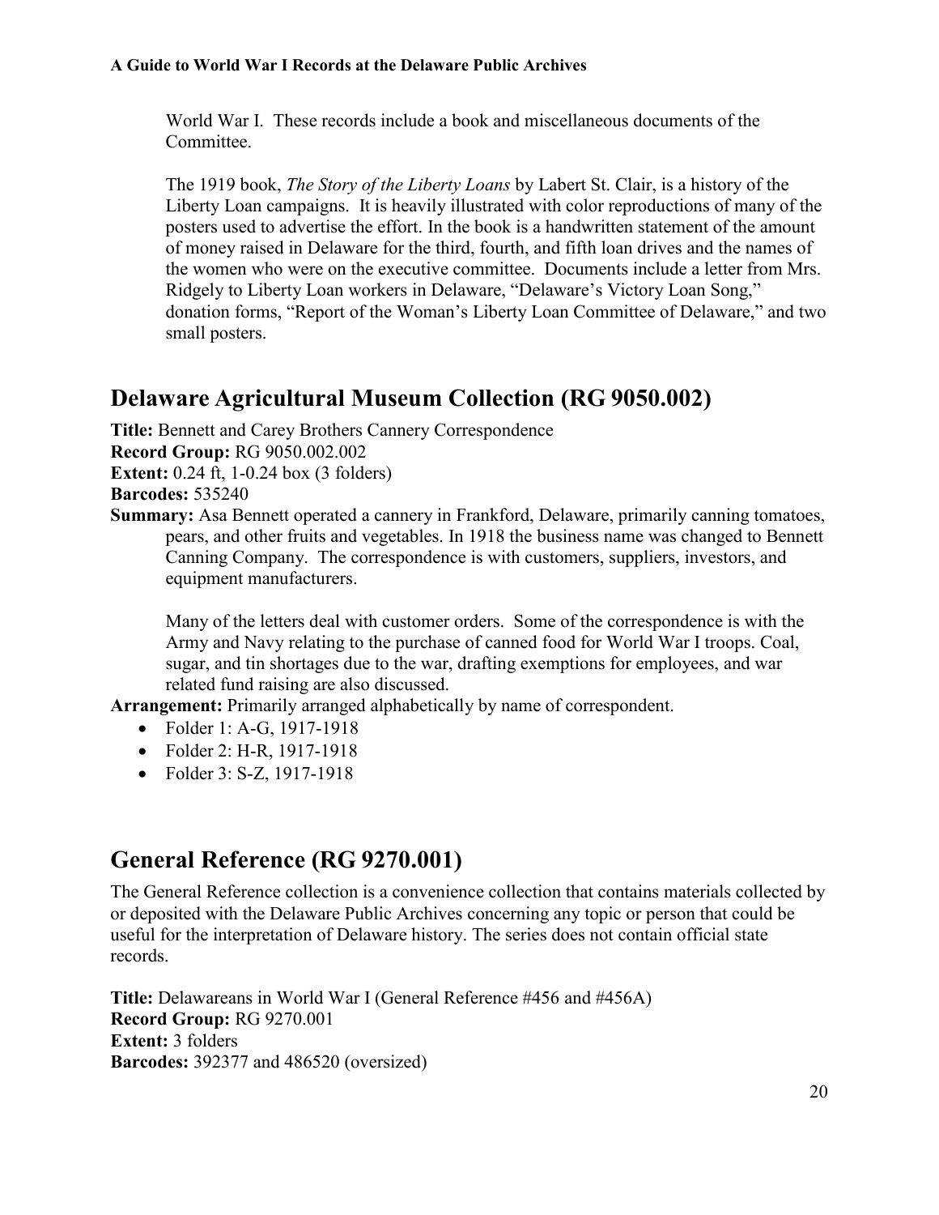World War I. These records include a book and miscellaneous documents of the Committee.

The 1919 book, *The Story of the Liberty Loans* by Labert St. Clair, is a history of the Liberty Loan campaigns. It is heavily illustrated with color reproductions of many of the posters used to advertise the effort. In the book is a handwritten statement of the amount of money raised in Delaware for the third, fourth, and fifth loan drives and the names of the women who were on the executive committee. Documents include a letter from Mrs. Ridgely to Liberty Loan workers in Delaware, "Delaware's Victory Loan Song," donation forms, "Report of the Woman's Liberty Loan Committee of Delaware," and two small posters.

## Delaware Agricultural Museum Collection (RG 9050.002)

**Title:** Bennett and Carey Brothers Cannery Correspondence
**Record Group:** RG 9050.002.002
**Extent:** 0.24 ft, 1-0.24 box (3 folders)
**Barcodes:** 535240
**Summary:** Asa Bennett operated a cannery in Frankford, Delaware, primarily canning tomatoes, pears, and other fruits and vegetables. In 1918 the business name was changed to Bennett Canning Company. The correspondence is with customers, suppliers, investors, and equipment manufacturers.

Many of the letters deal with customer orders. Some of the correspondence is with the Army and Navy relating to the purchase of canned food for World War I troops. Coal, sugar, and tin shortages due to the war, drafting exemptions for employees, and war related fund raising are also discussed.

**Arrangement:** Primarily arranged alphabetically by name of correspondent.

- Folder 1: A-G, 1917-1918
- Folder 2: H-R, 1917-1918
- Folder 3: S-Z, 1917-1918

## General Reference (RG 9270.001)

The General Reference collection is a convenience collection that contains materials collected by or deposited with the Delaware Public Archives concerning any topic or person that could be useful for the interpretation of Delaware history. The series does not contain official state records.

**Title:** Delawareans in World War I (General Reference #456 and #456A)
**Record Group:** RG 9270.001
**Extent:** 3 folders
**Barcodes:** 392377 and 486520 (oversized)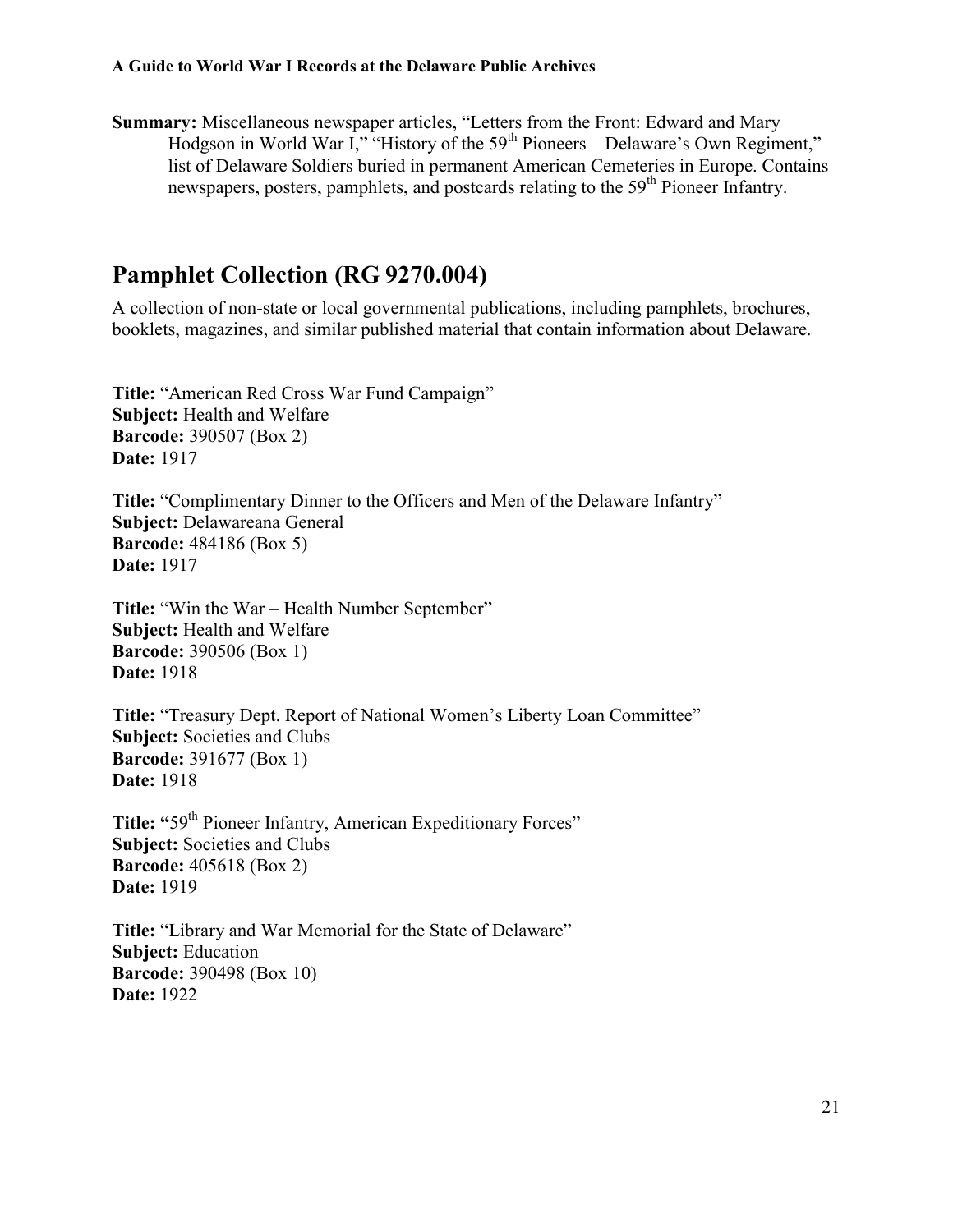**Summary:** Miscellaneous newspaper articles, "Letters from the Front: Edward and Mary Hodgson in World War I," "History of the 59th Pioneers—Delaware's Own Regiment," list of Delaware Soldiers buried in permanent American Cemeteries in Europe. Contains newspapers, posters, pamphlets, and postcards relating to the 59th Pioneer Infantry.

## Pamphlet Collection (RG 9270.004)

A collection of non-state or local governmental publications, including pamphlets, brochures, booklets, magazines, and similar published material that contain information about Delaware.

**Title:** "American Red Cross War Fund Campaign"
**Subject:** Health and Welfare
**Barcode:** 390507 (Box 2)
**Date:** 1917

**Title:** "Complimentary Dinner to the Officers and Men of the Delaware Infantry"
**Subject:** Delawareana General
**Barcode:** 484186 (Box 5)
**Date:** 1917

**Title:** "Win the War – Health Number September"
**Subject:** Health and Welfare
**Barcode:** 390506 (Box 1)
**Date:** 1918

**Title:** "Treasury Dept. Report of National Women's Liberty Loan Committee"
**Subject:** Societies and Clubs
**Barcode:** 391677 (Box 1)
**Date:** 1918

**Title:** "59th Pioneer Infantry, American Expeditionary Forces"
**Subject:** Societies and Clubs
**Barcode:** 405618 (Box 2)
**Date:** 1919

**Title:** "Library and War Memorial for the State of Delaware"
**Subject:** Education
**Barcode:** 390498 (Box 10)
**Date:** 1922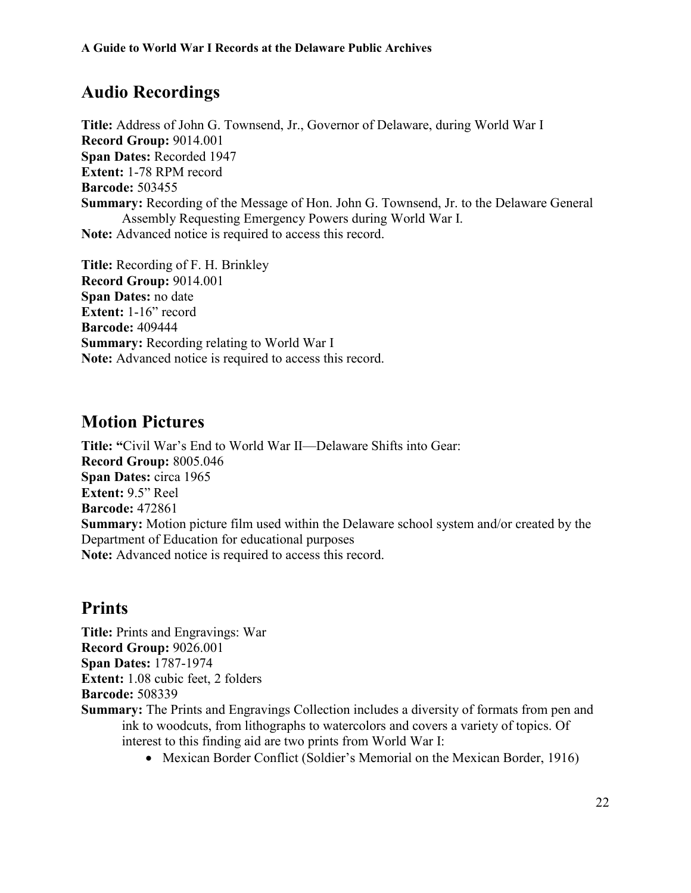## Audio Recordings

**Title:** Address of John G. Townsend, Jr., Governor of Delaware, during World War I
**Record Group:** 9014.001
**Span Dates:** Recorded 1947
**Extent:** 1-78 RPM record
**Barcode:** 503455
**Summary:** Recording of the Message of Hon. John G. Townsend, Jr. to the Delaware General Assembly Requesting Emergency Powers during World War I.
**Note:** Advanced notice is required to access this record.

**Title:** Recording of F. H. Brinkley
**Record Group:** 9014.001
**Span Dates:** no date
**Extent:** 1-16" record
**Barcode:** 409444
**Summary:** Recording relating to World War I
**Note:** Advanced notice is required to access this record.

## Motion Pictures

**Title: "**Civil War's End to World War II—Delaware Shifts into Gear:
**Record Group:** 8005.046
**Span Dates:** circa 1965
**Extent:** 9.5" Reel
**Barcode:** 472861
**Summary:** Motion picture film used within the Delaware school system and/or created by the Department of Education for educational purposes
**Note:** Advanced notice is required to access this record.

## Prints

**Title:** Prints and Engravings: War
**Record Group:** 9026.001
**Span Dates:** 1787-1974
**Extent:** 1.08 cubic feet, 2 folders
**Barcode:** 508339
**Summary:** The Prints and Engravings Collection includes a diversity of formats from pen and ink to woodcuts, from lithographs to watercolors and covers a variety of topics. Of interest to this finding aid are two prints from World War I:

- Mexican Border Conflict (Soldier's Memorial on the Mexican Border, 1916)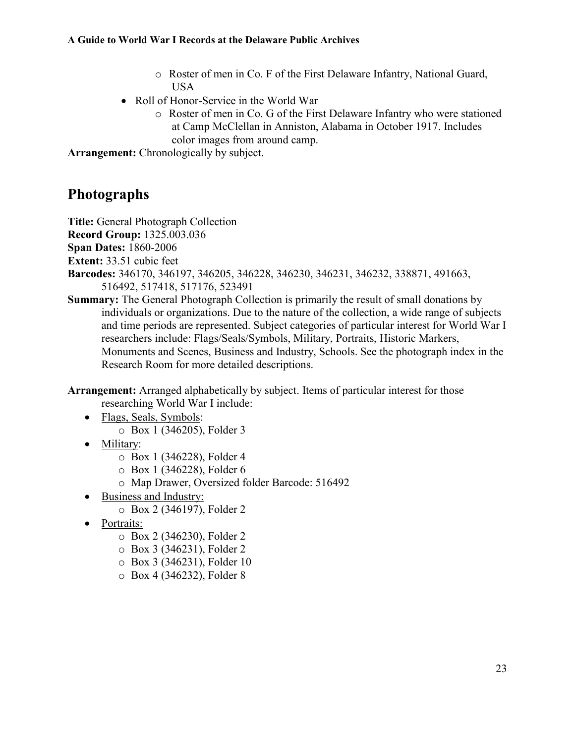- Roster of men in Co. F of the First Delaware Infantry, National Guard, USA
- Roll of Honor-Service in the World War
  - Roster of men in Co. G of the First Delaware Infantry who were stationed at Camp McClellan in Anniston, Alabama in October 1917. Includes color images from around camp.

**Arrangement:** Chronologically by subject.

## Photographs

**Title:** General Photograph Collection
**Record Group:** 1325.003.036
**Span Dates:** 1860-2006
**Extent:** 33.51 cubic feet
**Barcodes:** 346170, 346197, 346205, 346228, 346230, 346231, 346232, 338871, 491663, 516492, 517418, 517176, 523491
**Summary:** The General Photograph Collection is primarily the result of small donations by individuals or organizations. Due to the nature of the collection, a wide range of subjects and time periods are represented. Subject categories of particular interest for World War I researchers include: Flags/Seals/Symbols, Military, Portraits, Historic Markers, Monuments and Scenes, Business and Industry, Schools. See the photograph index in the Research Room for more detailed descriptions.

**Arrangement:** Arranged alphabetically by subject. Items of particular interest for those researching World War I include:

- Flags, Seals, Symbols:
  - Box 1 (346205), Folder 3
- Military:
  - Box 1 (346228), Folder 4
  - Box 1 (346228), Folder 6
  - Map Drawer, Oversized folder Barcode: 516492
- Business and Industry:
  - Box 2 (346197), Folder 2
- Portraits:
  - Box 2 (346230), Folder 2
  - Box 3 (346231), Folder 2
  - Box 3 (346231), Folder 10
  - Box 4 (346232), Folder 8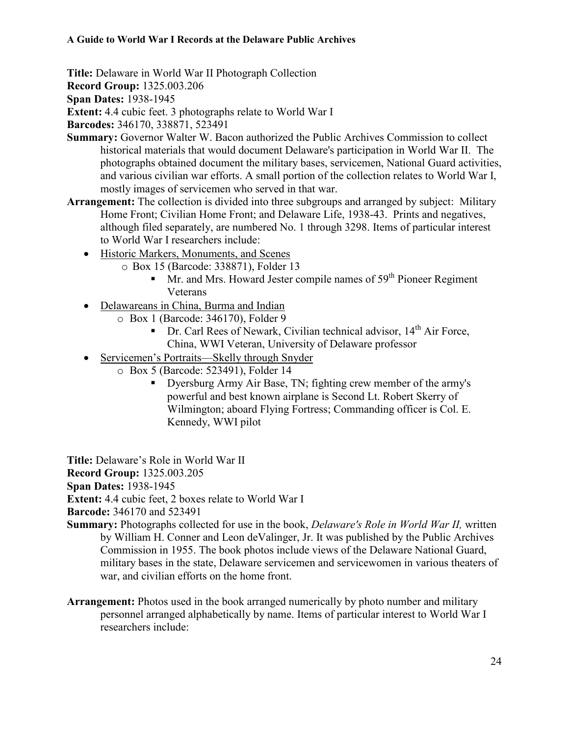**Title:** Delaware in World War II Photograph Collection
**Record Group:** 1325.003.206
**Span Dates:** 1938-1945
**Extent:** 4.4 cubic feet. 3 photographs relate to World War I
**Barcodes:** 346170, 338871, 523491
**Summary:** Governor Walter W. Bacon authorized the Public Archives Commission to collect historical materials that would document Delaware's participation in World War II. The photographs obtained document the military bases, servicemen, National Guard activities, and various civilian war efforts. A small portion of the collection relates to World War I, mostly images of servicemen who served in that war.
**Arrangement:** The collection is divided into three subgroups and arranged by subject: Military Home Front; Civilian Home Front; and Delaware Life, 1938-43. Prints and negatives, although filed separately, are numbered No. 1 through 3298. Items of particular interest to World War I researchers include:

- Historic Markers, Monuments, and Scenes
    - Box 15 (Barcode: 338871), Folder 13
        - Mr. and Mrs. Howard Jester compile names of 59th Pioneer Regiment Veterans
- Delawareans in China, Burma and Indian
    - Box 1 (Barcode: 346170), Folder 9
        - Dr. Carl Rees of Newark, Civilian technical advisor, 14th Air Force, China, WWI Veteran, University of Delaware professor
- Servicemen's Portraits—Skelly through Snyder
    - Box 5 (Barcode: 523491), Folder 14
        - Dyersburg Army Air Base, TN; fighting crew member of the army's powerful and best known airplane is Second Lt. Robert Skerry of Wilmington; aboard Flying Fortress; Commanding officer is Col. E. Kennedy, WWI pilot

**Title:** Delaware's Role in World War II
**Record Group:** 1325.003.205
**Span Dates:** 1938-1945
**Extent:** 4.4 cubic feet, 2 boxes relate to World War I
**Barcode:** 346170 and 523491
**Summary:** Photographs collected for use in the book, *Delaware's Role in World War II,* written by William H. Conner and Leon deValinger, Jr. It was published by the Public Archives Commission in 1955. The book photos include views of the Delaware National Guard, military bases in the state, Delaware servicemen and servicewomen in various theaters of war, and civilian efforts on the home front.

**Arrangement:** Photos used in the book arranged numerically by photo number and military personnel arranged alphabetically by name. Items of particular interest to World War I researchers include: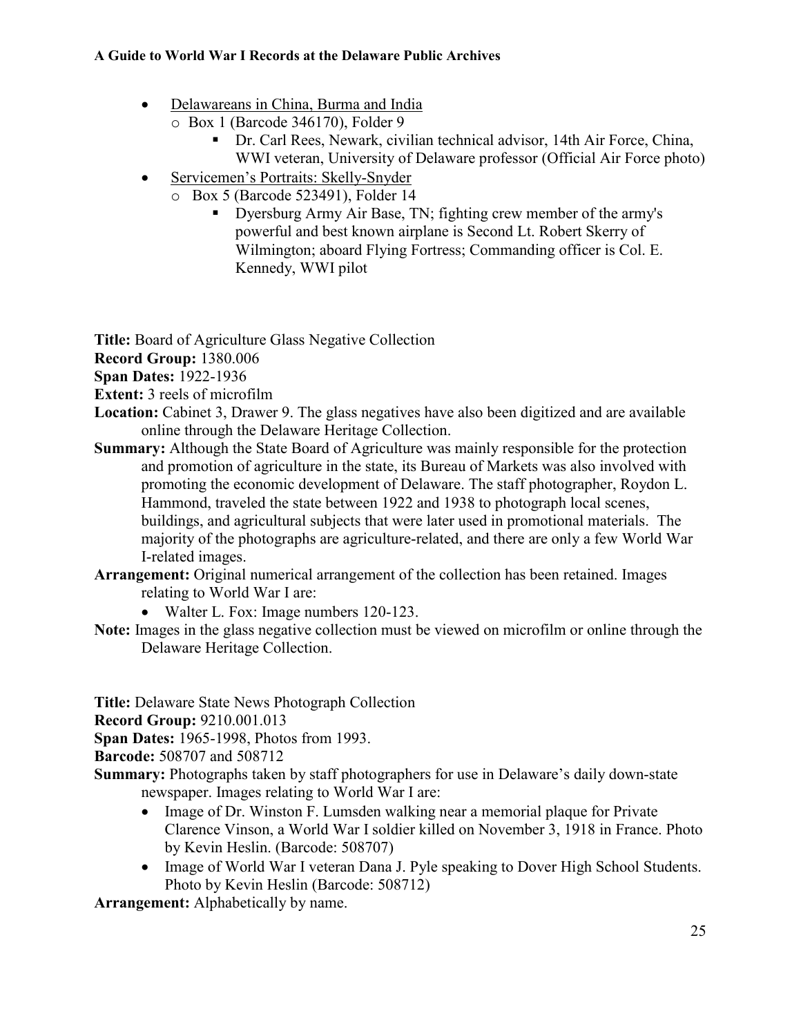- <u>Delawareans in China, Burma and India</u>
    - Box 1 (Barcode 346170), Folder 9
        - Dr. Carl Rees, Newark, civilian technical advisor, 14th Air Force, China, WWI veteran, University of Delaware professor (Official Air Force photo)
- <u>Servicemen's Portraits: Skelly-Snyder</u>
    - Box 5 (Barcode 523491), Folder 14
        - Dyersburg Army Air Base, TN; fighting crew member of the army's powerful and best known airplane is Second Lt. Robert Skerry of Wilmington; aboard Flying Fortress; Commanding officer is Col. E. Kennedy, WWI pilot

**Title:** Board of Agriculture Glass Negative Collection
**Record Group:** 1380.006
**Span Dates:** 1922-1936
**Extent:** 3 reels of microfilm
**Location:** Cabinet 3, Drawer 9. The glass negatives have also been digitized and are available online through the Delaware Heritage Collection.
**Summary:** Although the State Board of Agriculture was mainly responsible for the protection and promotion of agriculture in the state, its Bureau of Markets was also involved with promoting the economic development of Delaware. The staff photographer, Roydon L. Hammond, traveled the state between 1922 and 1938 to photograph local scenes, buildings, and agricultural subjects that were later used in promotional materials. The majority of the photographs are agriculture-related, and there are only a few World War I-related images.
**Arrangement:** Original numerical arrangement of the collection has been retained. Images relating to World War I are:

- Walter L. Fox: Image numbers 120-123.

**Note:** Images in the glass negative collection must be viewed on microfilm or online through the Delaware Heritage Collection.

**Title:** Delaware State News Photograph Collection
**Record Group:** 9210.001.013
**Span Dates:** 1965-1998, Photos from 1993.
**Barcode:** 508707 and 508712
**Summary:** Photographs taken by staff photographers for use in Delaware's daily down-state newspaper. Images relating to World War I are:

- Image of Dr. Winston F. Lumsden walking near a memorial plaque for Private Clarence Vinson, a World War I soldier killed on November 3, 1918 in France. Photo by Kevin Heslin. (Barcode: 508707)
- Image of World War I veteran Dana J. Pyle speaking to Dover High School Students. Photo by Kevin Heslin (Barcode: 508712)

**Arrangement:** Alphabetically by name.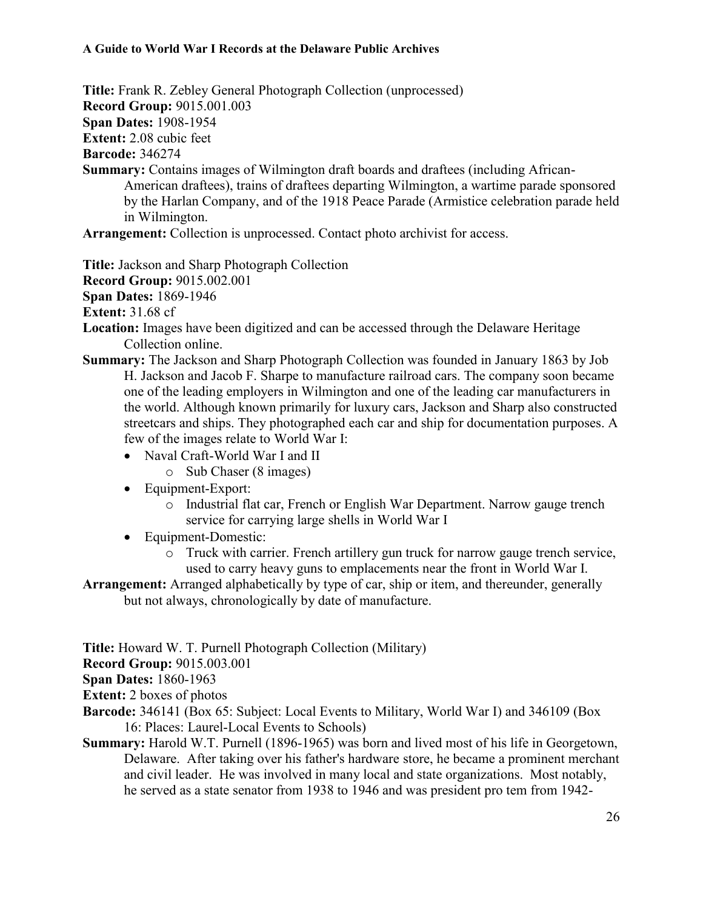**Title:** Frank R. Zebley General Photograph Collection (unprocessed)
**Record Group:** 9015.001.003
**Span Dates:** 1908-1954
**Extent:** 2.08 cubic feet
**Barcode:** 346274
**Summary:** Contains images of Wilmington draft boards and draftees (including African-American draftees), trains of draftees departing Wilmington, a wartime parade sponsored by the Harlan Company, and of the 1918 Peace Parade (Armistice celebration parade held in Wilmington.
**Arrangement:** Collection is unprocessed. Contact photo archivist for access.

**Title:** Jackson and Sharp Photograph Collection
**Record Group:** 9015.002.001
**Span Dates:** 1869-1946
**Extent:** 31.68 cf
**Location:** Images have been digitized and can be accessed through the Delaware Heritage Collection online.
**Summary:** The Jackson and Sharp Photograph Collection was founded in January 1863 by Job H. Jackson and Jacob F. Sharpe to manufacture railroad cars. The company soon became one of the leading employers in Wilmington and one of the leading car manufacturers in the world. Although known primarily for luxury cars, Jackson and Sharp also constructed streetcars and ships. They photographed each car and ship for documentation purposes. A few of the images relate to World War I:

- Naval Craft-World War I and II
  - Sub Chaser (8 images)
- Equipment-Export:
  - Industrial flat car, French or English War Department. Narrow gauge trench service for carrying large shells in World War I
- Equipment-Domestic:
  - Truck with carrier. French artillery gun truck for narrow gauge trench service, used to carry heavy guns to emplacements near the front in World War I.

**Arrangement:** Arranged alphabetically by type of car, ship or item, and thereunder, generally but not always, chronologically by date of manufacture.

**Title:** Howard W. T. Purnell Photograph Collection (Military)
**Record Group:** 9015.003.001
**Span Dates:** 1860-1963
**Extent:** 2 boxes of photos
**Barcode:** 346141 (Box 65: Subject: Local Events to Military, World War I) and 346109 (Box 16: Places: Laurel-Local Events to Schools)
**Summary:** Harold W.T. Purnell (1896-1965) was born and lived most of his life in Georgetown, Delaware. After taking over his father's hardware store, he became a prominent merchant and civil leader. He was involved in many local and state organizations. Most notably, he served as a state senator from 1938 to 1946 and was president pro tem from 1942-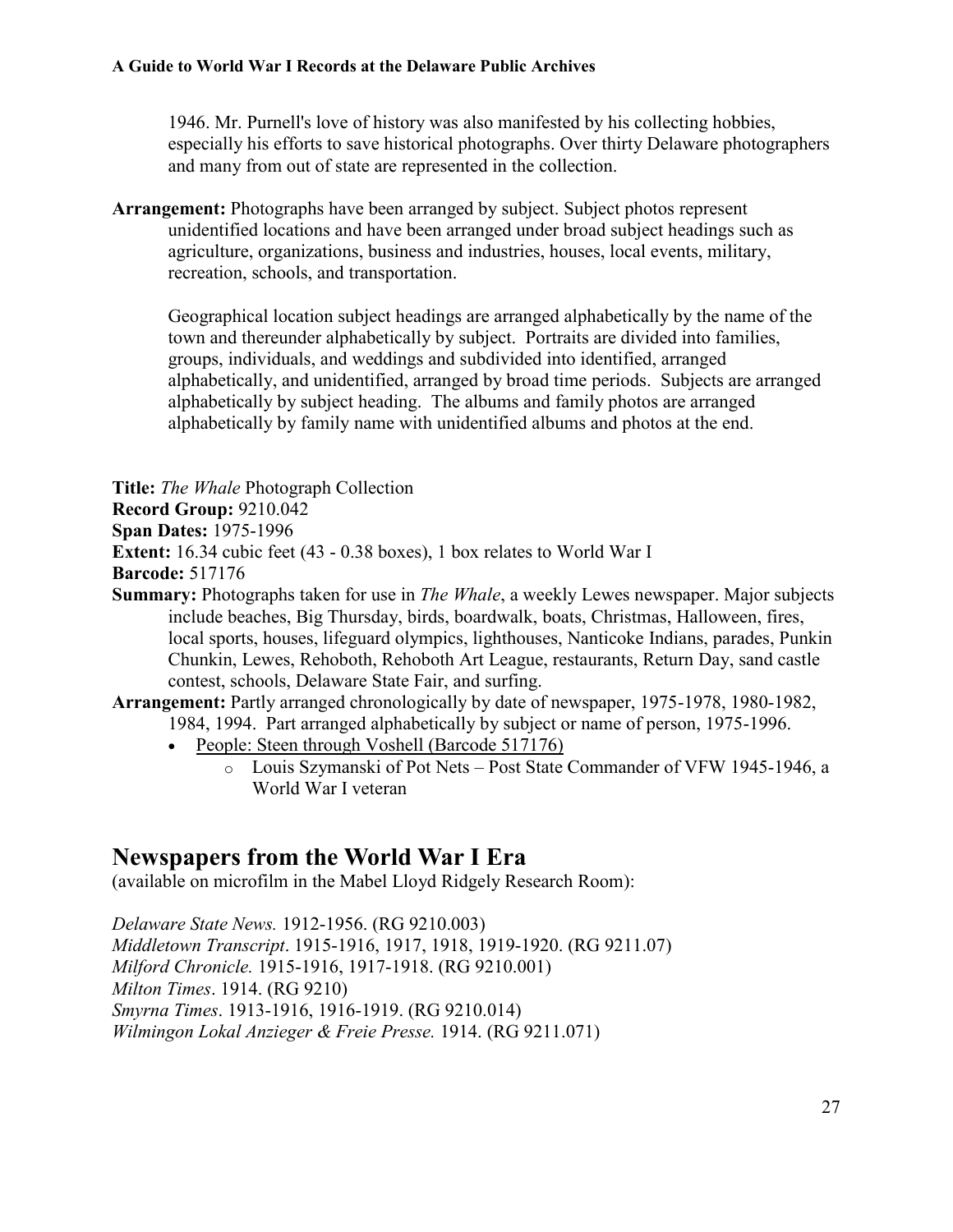1946. Mr. Purnell's love of history was also manifested by his collecting hobbies, especially his efforts to save historical photographs. Over thirty Delaware photographers and many from out of state are represented in the collection.

**Arrangement:** Photographs have been arranged by subject. Subject photos represent unidentified locations and have been arranged under broad subject headings such as agriculture, organizations, business and industries, houses, local events, military, recreation, schools, and transportation.

Geographical location subject headings are arranged alphabetically by the name of the town and thereunder alphabetically by subject. Portraits are divided into families, groups, individuals, and weddings and subdivided into identified, arranged alphabetically, and unidentified, arranged by broad time periods. Subjects are arranged alphabetically by subject heading. The albums and family photos are arranged alphabetically by family name with unidentified albums and photos at the end.

**Title:** *The Whale* Photograph Collection
**Record Group:** 9210.042
**Span Dates:** 1975-1996
**Extent:** 16.34 cubic feet (43 - 0.38 boxes), 1 box relates to World War I
**Barcode:** 517176
**Summary:** Photographs taken for use in *The Whale*, a weekly Lewes newspaper. Major subjects include beaches, Big Thursday, birds, boardwalk, boats, Christmas, Halloween, fires, local sports, houses, lifeguard olympics, lighthouses, Nanticoke Indians, parades, Punkin Chunkin, Lewes, Rehoboth, Rehoboth Art League, restaurants, Return Day, sand castle contest, schools, Delaware State Fair, and surfing.
**Arrangement:** Partly arranged chronologically by date of newspaper, 1975-1978, 1980-1982, 1984, 1994. Part arranged alphabetically by subject or name of person, 1975-1996.

- People: Steen through Voshell (Barcode 517176)
  - Louis Szymanski of Pot Nets – Post State Commander of VFW 1945-1946, a World War I veteran

## Newspapers from the World War I Era

(available on microfilm in the Mabel Lloyd Ridgely Research Room):

*Delaware State News.* 1912-1956. (RG 9210.003)
*Middletown Transcript*. 1915-1916, 1917, 1918, 1919-1920. (RG 9211.07)
*Milford Chronicle.* 1915-1916, 1917-1918. (RG 9210.001)
*Milton Times*. 1914. (RG 9210)
*Smyrna Times*. 1913-1916, 1916-1919. (RG 9210.014)
*Wilmingon Lokal Anzieger & Freie Presse.* 1914. (RG 9211.071)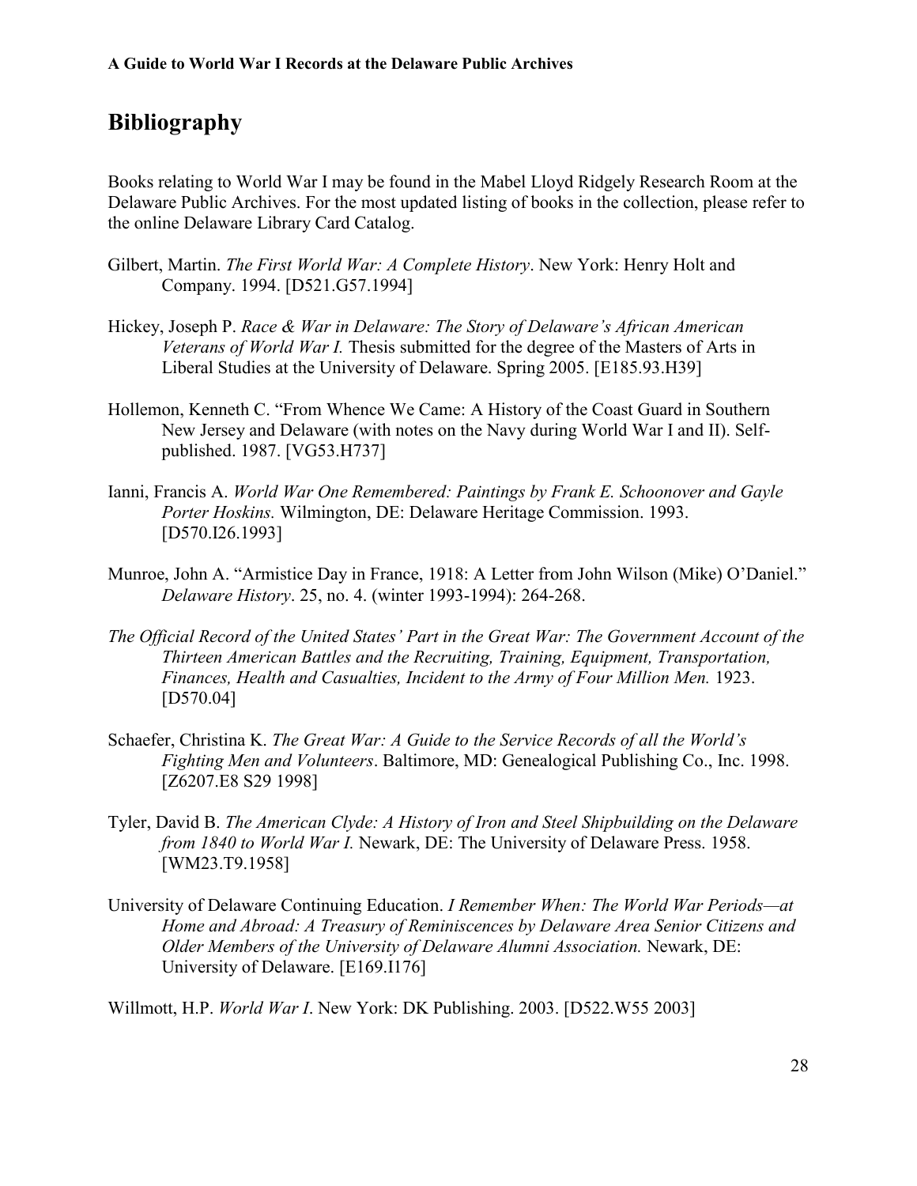# Bibliography

Books relating to World War I may be found in the Mabel Lloyd Ridgely Research Room at the Delaware Public Archives. For the most updated listing of books in the collection, please refer to the online Delaware Library Card Catalog.

Gilbert, Martin. *The First World War: A Complete History*. New York: Henry Holt and Company. 1994. [D521.G57.1994]

Hickey, Joseph P. *Race & War in Delaware: The Story of Delaware's African American Veterans of World War I.* Thesis submitted for the degree of the Masters of Arts in Liberal Studies at the University of Delaware. Spring 2005. [E185.93.H39]

Hollemon, Kenneth C. "From Whence We Came: A History of the Coast Guard in Southern New Jersey and Delaware (with notes on the Navy during World War I and II). Self-published. 1987. [VG53.H737]

Ianni, Francis A. *World War One Remembered: Paintings by Frank E. Schoonover and Gayle Porter Hoskins.* Wilmington, DE: Delaware Heritage Commission. 1993. [D570.I26.1993]

Munroe, John A. "Armistice Day in France, 1918: A Letter from John Wilson (Mike) O'Daniel." *Delaware History*. 25, no. 4. (winter 1993-1994): 264-268.

*The Official Record of the United States' Part in the Great War: The Government Account of the Thirteen American Battles and the Recruiting, Training, Equipment, Transportation, Finances, Health and Casualties, Incident to the Army of Four Million Men.* 1923. [D570.04]

Schaefer, Christina K. *The Great War: A Guide to the Service Records of all the World's Fighting Men and Volunteers*. Baltimore, MD: Genealogical Publishing Co., Inc. 1998. [Z6207.E8 S29 1998]

Tyler, David B. *The American Clyde: A History of Iron and Steel Shipbuilding on the Delaware from 1840 to World War I.* Newark, DE: The University of Delaware Press. 1958. [WM23.T9.1958]

University of Delaware Continuing Education. *I Remember When: The World War Periods—at Home and Abroad: A Treasury of Reminiscences by Delaware Area Senior Citizens and Older Members of the University of Delaware Alumni Association.* Newark, DE: University of Delaware. [E169.I176]

Willmott, H.P. *World War I*. New York: DK Publishing. 2003. [D522.W55 2003]